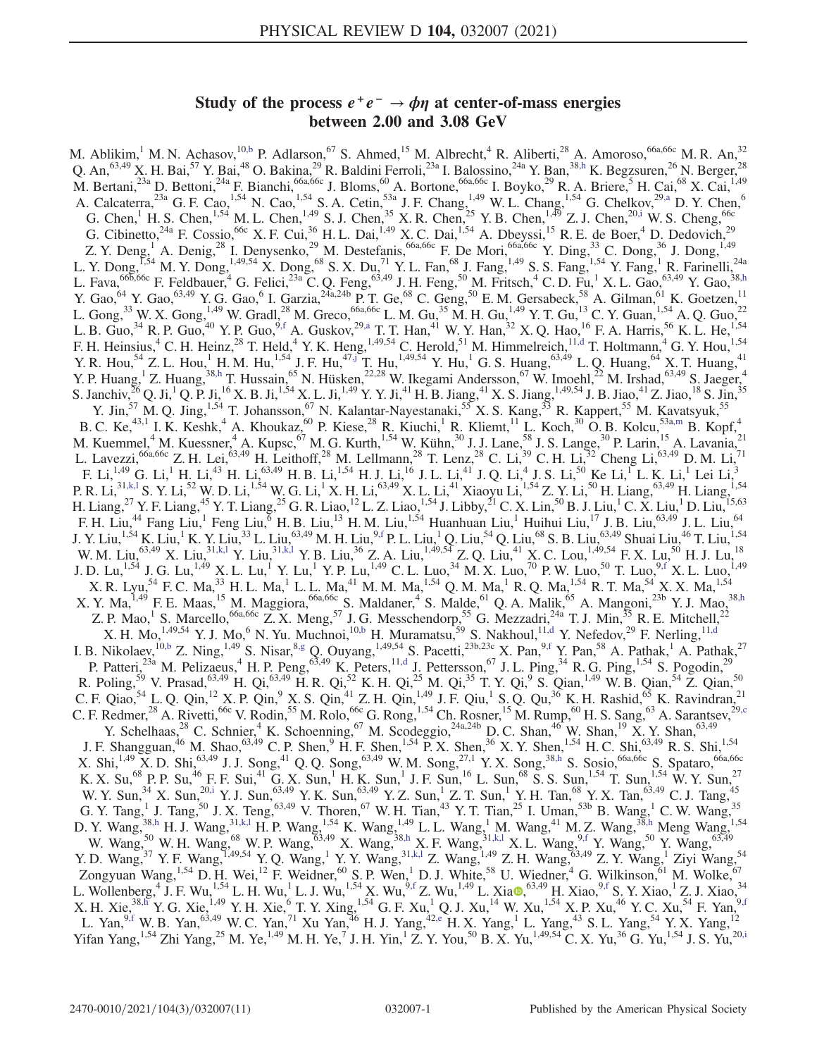# Study of the process $e^+e^- \to \phi\eta$ at center-of-mass energies between 2.00 and 3.08 GeV

M. Ablikim,[1] M. N. Achasov,[10,b] P. Adlarson,[67] S. Ahmed,[15] M. Albrecht,[4] R. Aliberti,[28] A. Amoroso,[66a,66c] M. R. An,[32] Q. An,[63,49] X. H. Bai,[57] Y. Bai,[48] O. Bakina,[29] R. Baldini Ferroli,[23a] I. Balossino,[24a] Y. Ban,[38,h] K. Begzsuren,[26] N. Berger,[28] M. Bertani,[23a] D. Bettoni,[24a] F. Bianchi,[66a,66c] J. Bloms,[60] A. Bortone,[66a,66c] I. Boyko,[29] R. A. Briere,[5] H. Cai,[68] X. Cai,[1,49] A. Calcaterra,[23a] G. F. Cao,[1,54] N. Cao,[1,54] S. A. Cetin,[53a] J. F. Chang,[1,49] W. L. Chang,[1,54] G. Chelkov,[29,a] D. Y. Chen,[6] G. Chen,[1] H. S. Chen,[1,54] M. L. Chen,[1,49] S. J. Chen,[35] X. R. Chen,[25] Y. B. Chen,[1,49] Z. J. Chen,[20,i] W. S. Cheng,[66c] G. Cibinetto,[24a] F. Cossio,[66c] X. F. Cui,[36] H. L. Dai,[1,49] X. C. Dai,[1,54] A. Dbeyssi,[15] R. E. de Boer,[4] D. Dedovich,[29] Z. Y. Deng,[1] A. Denig,[28] I. Denysenko,[29] M. Destefanis,[66a,66c] F. De Mori,[66a,66c] Y. Ding,[33] C. Dong,[36] J. Dong,[1,49] L. Y. Dong,[1,54] M. Y. Dong,[1,49,54] X. Dong,[68] S. X. Du,[71] Y. L. Fan,[68] J. Fang,[1,49] S. S. Fang,[1,54] Y. Fang,[1] R. Farinelli,[24a] L. Fava,[66b,66c] F. Feldbauer,[4] G. Felici,[23a] C. Q. Feng,[63,49] J. H. Feng,[50] M. Fritsch,[4] C. D. Fu,[1] X. L. Gao,[63,49] Y. Gao,[38,h] Y. Gao,[64] Y. Gao,[63,49] Y. G. Gao,[6] I. Garzia,[24a,24b] P. T. Ge,[68] C. Geng,[50] E. M. Gersabeck,[58] A. Gilman,[61] K. Goetzen,[11] L. Gong,[33] W. X. Gong,[1,49] W. Gradl,[28] M. Greco,[66a,66c] L. M. Gu,[35] M. H. Gu,[1,49] Y. T. Gu,[13] C. Y. Guan,[1,54] A. Q. Guo,[22] L. B. Guo,[34] R. P. Guo,[40] Y. P. Guo,[9,f] A. Guskov,[29,a] T. T. Han,[41] W. Y. Han,[32] X. Q. Hao,[16] F. A. Harris,[56] K. L. He,[1,54] F. H. Heinsius,[4] C. H. Heinz,[28] T. Held,[4] Y. K. Heng,[1,49,54] C. Herold,[51] M. Himmelreich,[11,d] T. Holtmann,[4] G. Y. Hou,[1,54] Y. R. Hou,[54] Z. L. Hou,[1] H. M. Hu,[1,54] J. F. Hu,[47,j] T. Hu,[1,49,54] Y. Hu,[1] G. S. Huang,[63,49] L. Q. Huang,[64] X. T. Huang,[41] Y. P. Huang,[1] Z. Huang,[38,h] T. Hussain,[65] N. Hüsken,[22,28] W. Ikegami Andersson,[67] W. Imoehl,[22] M. Irshad,[63,49] S. Jaeger,[4] S. Janchiv,[26] Q. Ji,[1] Q. P. Ji,[16] X. B. Ji,[1,54] X. L. Ji,[1,49] Y. Y. Ji,[41] H. B. Jiang,[41] X. S. Jiang,[1,49,54] J. B. Jiao,[41] Z. Jiao,[18] S. Jin,[35] Y. Jin,[57] M. Q. Jing,[1,54] T. Johansson,[67] N. Kalantar-Nayestanaki,[55] X. S. Kang,[33] R. Kappert,[55] M. Kavatsyuk,[55] B. C. Ke,[43,1] I. K. Keshk,[4] A. Khoukaz,[60] P. Kiese,[28] R. Kiuchi,[1] R. Kliemt,[11] L. Koch,[30] O. B. Kolcu,[53a,m] B. Kopf,[4] M. Kuemmel,[4] M. Kuessner,[4] A. Kupsc,[67] M. G. Kurth,[1,54] W. Kühn,[30] J. J. Lane,[58] J. S. Lange,[30] P. Larin,[15] A. Lavania,[21] L. Lavezzi,[66a,66c] Z. H. Lei,[63,49] H. Leithoff,[28] M. Lellmann,[28] T. Lenz,[28] C. Li,[39] C. H. Li,[32] Cheng Li,[63,49] D. M. Li,[71] F. Li,[1,49] G. Li,[1] H. Li,[43] H. Li,[63,49] H. B. Li,[1,54] H. J. Li,[16] J. L. Li,[41] J. Q. Li,[4] J. S. Li,[50] Ke Li,[1] L. K. Li,[1] Lei Li,[3] P. R. Li,[31,k,l] S. Y. Li,[52] W. D. Li,[1,54] W. G. Li,[1] X. H. Li,[63,49] X. L. Li,[41] Xiaoyu Li,[1,54] Z. Y. Li,[50] H. Liang,[63,49] H. Liang,[1,54] H. Liang,[27] Y. F. Liang,[45] Y. T. Liang,[25] G. R. Liao,[12] L. Z. Liao,[1,54] J. Libby,[21] C. X. Lin,[50] B. J. Liu,[1] C. X. Liu,[1] D. Liu,[15,63] F. H. Liu,[44] Fang Liu,[1] Feng Liu,[6] H. B. Liu,[13] H. M. Liu,[1,54] Huanhuan Liu,[1] Huihui Liu,[17] J. B. Liu,[63,49] J. L. Liu,[64] J. Y. Liu,[1,54] K. Liu,[1] K. Y. Liu,[33] L. Liu,[63,49] M. H. Liu,[9,f] P. L. Liu,[1] Q. Liu,[54] Q. Liu,[68] S. B. Liu,[63,49] Shuai Liu,[46] T. Liu,[1,54] W. M. Liu,[63,49] X. Liu,[31,k,l] Y. Liu,[31,k,l] Y. B. Liu,[36] Z. A. Liu,[1,49,54] Z. Q. Liu,[41] X. C. Lou,[1,49,54] F. X. Lu,[50] H. J. Lu,[18] J. D. Lu,[1,54] J. G. Lu,[1,49] X. L. Lu,[1] Y. Lu,[1] Y. P. Lu,[1,49] C. L. Luo,[34] M. X. Luo,[70] P. W. Luo,[50] T. Luo,[9,f] X. L. Luo,[1,49] X. R. Lyu,[54] F. C. Ma,[33] H. L. Ma,[1] L. L. Ma,[41] M. M. Ma,[1,54] Q. M. Ma,[1] R. Q. Ma,[1,54] R. T. Ma,[54] X. X. Ma,[1,54] X. Y. Ma,[1,49] F. E. Maas,[15] M. Maggiora,[66a,66c] S. Maldaner,[4] S. Malde,[61] Q. A. Malik,[65] A. Mangoni,[23b] Y. J. Mao,[38,h] Z. P. Mao,[1] S. Marcello,[66a,66c] Z. X. Meng,[57] J. G. Messchendorp,[55] G. Mezzadri,[24a] T. J. Min,[35] R. E. Mitchell,[22] X. H. Mo,[1,49,54] Y. J. Mo,[6] N. Yu. Muchnoi,[10,b] H. Muramatsu,[59] S. Nakhoul,[11,d] Y. Nefedov,[29] F. Nerling,[11,d] I. B. Nikolaev,[10,b] Z. Ning,[1,49] S. Nisar,[8,g] Q. Ouyang,[1,49,54] S. Pacetti,[23b,23c] X. Pan,[9,f] Y. Pan,[58] A. Pathak,[1] A. Pathak,[27] P. Patteri,[23a] M. Pelizaeus,[4] H. P. Peng,[63,49] K. Peters,[11,d] J. Pettersson,[67] J. L. Ping,[34] R. G. Ping,[1,54] S. Pogodin,[29] R. Poling,[59] V. Prasad,[63,49] H. Qi,[63,49] H. R. Qi,[52] K. H. Qi,[25] M. Qi,[35] T. Y. Qi,[9] S. Qian,[1,49] W. B. Qian,[54] Z. Qian,[50] C. F. Qiao,[54] L. Q. Qin,[12] X. P. Qin,[9] X. S. Qin,[41] Z. H. Qin,[1,49] J. F. Qiu,[1] S. Q. Qu,[36] K. H. Rashid,[65] K. Ravindran,[21] C. F. Redmer,[28] A. Rivetti,[66c] V. Rodin,[55] M. Rolo,[66c] G. Rong,[1,54] Ch. Rosner,[15] M. Rump,[60] H. S. Sang,[63] A. Sarantsev,[29,c] Y. Schelhaas,[28] C. Schnier,[4] K. Schoenning,[67] M. Scodeggio,[24a,24b] D. C. Shan,[46] W. Shan,[19] X. Y. Shan,[63,49] J. F. Shangguan,[46] M. Shao,[63,49] C. P. Shen,[9] H. F. Shen,[1,54] P. X. Shen,[36] X. Y. Shen,[1,54] H. C. Shi,[63,49] R. S. Shi,[1,54] X. Shi,[1,49] X. D. Shi,[63,49] J. J. Song,[41] Q. Q. Song,[63,49] W. M. Song,[27,1] Y. X. Song,[38,h] S. Sosio,[66a,66c] S. Spataro,[66a,66c] K. X. Su,[68] P. P. Su,[46] F. F. Sui,[41] G. X. Sun,[1] H. K. Sun,[1] J. F. Sun,[16] L. Sun,[68] S. S. Sun,[1,54] T. Sun,[1,54] W. Y. Sun,[27] W. Y. Sun,[34] X. Sun,[20,i] Y. J. Sun,[63,49] Y. K. Sun,[63,49] Y. Z. Sun,[1] Z. T. Sun,[1] Y. H. Tan,[68] Y. X. Tan,[63,49] C. J. Tang,[45] G. Y. Tang,[1] J. Tang,[50] J. X. Teng,[63,49] V. Thoren,[67] W. H. Tian,[43] Y. T. Tian,[25] I. Uman,[53b] B. Wang,[1] C. W. Wang,[35] D. Y. Wang,[38,h] H. J. Wang,[31,k,l] H. P. Wang,[1,54] K. Wang,[1,49] L. L. Wang,[1] M. Wang,[41] M. Z. Wang,[38,h] Meng Wang,[1,54] W. Wang,[50] W. H. Wang,[68] W. P. Wang,[63,49] X. Wang,[38,h] X. F. Wang,[31,k,l] X. L. Wang,[9,f] Y. Wang,[50] Y. Wang,[63,49] Y. D. Wang,[37] Y. F. Wang,[1,49,54] Y. Q. Wang,[1] Y. Y. Wang,[31,k,l] Z. Wang,[1,49] Z. H. Wang,[63,49] Z. Y. Wang,[1] Ziyi Wang,[54] Zongyuan Wang,[1,54] D. H. Wei,[12] F. Weidner,[60] S. P. Wen,[1] D. J. White,[58] U. Wiedner,[4] G. Wilkinson,[61] M. Wolke,[67] L. Wollenberg,[4] J. F. Wu,[1,54] L. H. Wu,[1] L. J. Wu,[1,54] X. Wu,[9,f] Z. Wu,[1,49] L. Xia,[63,49] H. Xiao,[9,f] S. Y. Xiao,[1] Z. J. Xiao,[34] X. H. Xie,[38,h] Y. G. Xie,[1,49] Y. H. Xie,[6] T. Y. Xing,[1,54] G. F. Xu,[1] Q. J. Xu,[14] W. Xu,[1,54] X. P. Xu,[46] Y. C. Xu,[54] F. Yan,[9,f] L. Yan,[9,f] W. B. Yan,[63,49] W. C. Yan,[71] Xu Yan,[46] H. J. Yang,[42,e] H. X. Yang,[1] L. Yang,[43] S. L. Yang,[54] Y. X. Yang,[12] Yifan Yang,[1,54] Zhi Yang,[25] M. Ye,[1,49] M. H. Ye,[7] J. H. Yin,[1] Z. Y. You,[50] B. X. Yu,[1,49,54] C. X. Yu,[36] G. Yu,[1,54] J. S. Yu,[20,i]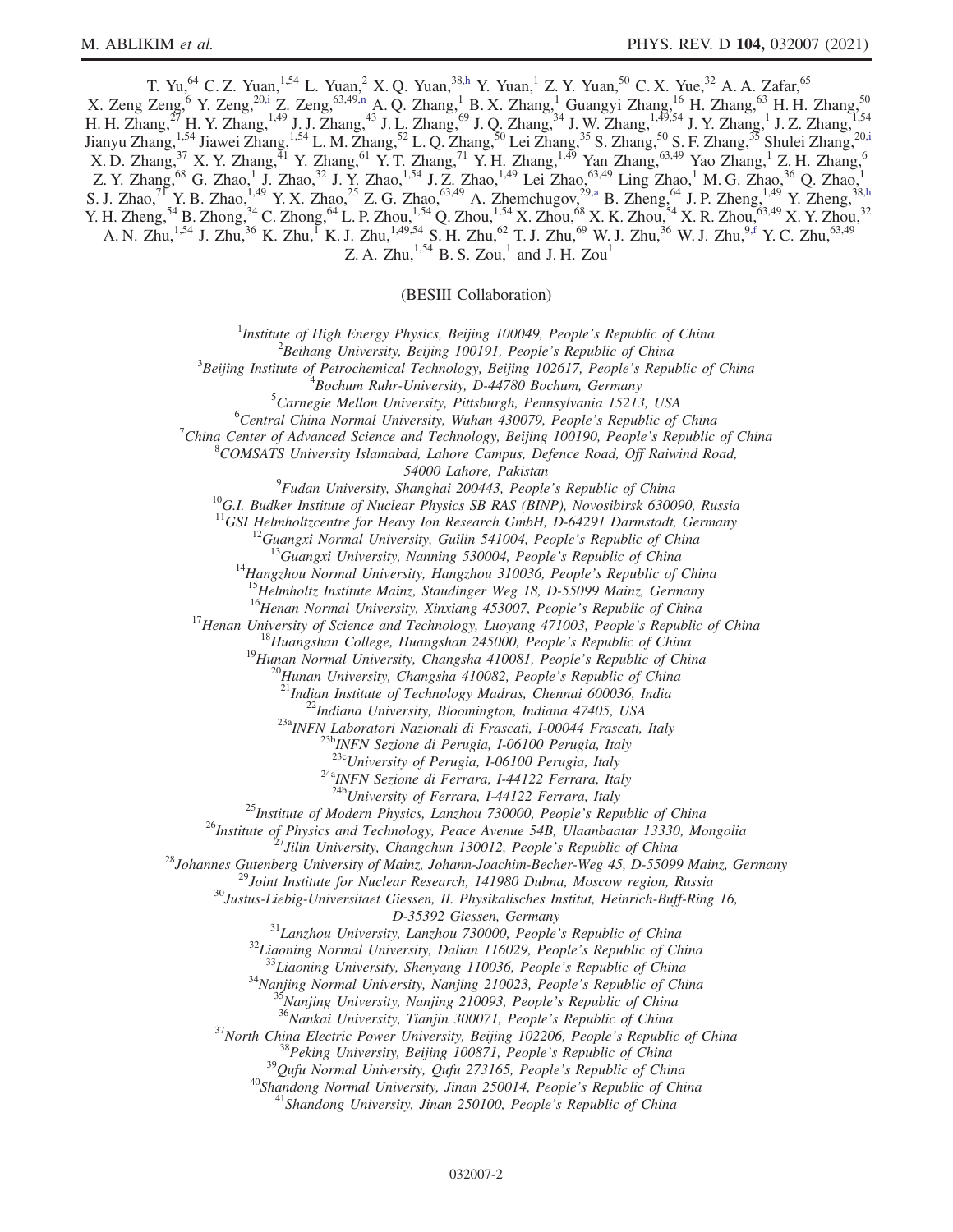T. Yu,[64] C. Z. Yuan,[1,54] L. Yuan,[2] X. Q. Yuan,[38,h] Y. Yuan,[1] Z. Y. Yuan,[50] C. X. Yue,[32] A. A. Zafar,[65] X. Zeng Zeng,[6] Y. Zeng,[20,i] Z. Zeng,[63,49,n] A. Q. Zhang,[1] B. X. Zhang,[1] Guangyi Zhang,[16] H. Zhang,[63] H. H. Zhang,[50] H. H. Zhang,[27] H. Y. Zhang,[1,49] J. J. Zhang,[43] J. L. Zhang,[69] J. Q. Zhang,[34] J. W. Zhang,[1,49,54] J. Y. Zhang,[1] J. Z. Zhang,[1,54] Jianyu Zhang,[1,54] Jiawei Zhang,[1,54] L. M. Zhang,[52] L. Q. Zhang,[50] Lei Zhang,[35] S. Zhang,[50] S. F. Zhang,[35] Shulei Zhang,[20,i] X. D. Zhang,[37] X. Y. Zhang,[41] Y. Zhang,[61] Y. T. Zhang,[71] Y. H. Zhang,[1,49] Yan Zhang,[63,49] Yao Zhang,[1] Z. H. Zhang,[6] Z. Y. Zhang,[68] G. Zhao,[1] J. Zhao,[32] J. Y. Zhao,[1,54] J. Z. Zhao,[1,49] Lei Zhao,[63,49] Ling Zhao,[1] M. G. Zhao,[36] Q. Zhao,[1] S. J. Zhao,[71] Y. B. Zhao,[1,49] Y. X. Zhao,[25] Z. G. Zhao,[63,49] A. Zhemchugov,[29,a] B. Zheng,[64] J. P. Zheng,[1,49] Y. Zheng,[38,h] Y. H. Zheng,[54] B. Zhong,[34] C. Zhong,[64] L. P. Zhou,[1,54] Q. Zhou,[1,54] X. Zhou,[68] X. K. Zhou,[54] X. R. Zhou,[63,49] X. Y. Zhou,[32] A. N. Zhu,[1,54] J. Zhu,[36] K. Zhu,[1] K. J. Zhu,[1,49,54] S. H. Zhu,[62] T. J. Zhu,[69] W. J. Zhu,[36] W. J. Zhu,[9,f] Y. C. Zhu,[63,49] Z. A. Zhu,[1,54] B. S. Zou,[1] and J. H. Zou[1]

(BESIII Collaboration)

[1] *Institute of High Energy Physics, Beijing 100049, People's Republic of China*
[2] *Beihang University, Beijing 100191, People's Republic of China*
[3] *Beijing Institute of Petrochemical Technology, Beijing 102617, People's Republic of China*
[4] *Bochum Ruhr-University, D-44780 Bochum, Germany*
[5] *Carnegie Mellon University, Pittsburgh, Pennsylvania 15213, USA*
[6] *Central China Normal University, Wuhan 430079, People's Republic of China*
[7] *China Center of Advanced Science and Technology, Beijing 100190, People's Republic of China*
[8] *COMSATS University Islamabad, Lahore Campus, Defence Road, Off Raiwind Road, 54000 Lahore, Pakistan*
[9] *Fudan University, Shanghai 200443, People's Republic of China*
[10] *G.I. Budker Institute of Nuclear Physics SB RAS (BINP), Novosibirsk 630090, Russia*
[11] *GSI Helmholtzcentre for Heavy Ion Research GmbH, D-64291 Darmstadt, Germany*
[12] *Guangxi Normal University, Guilin 541004, People's Republic of China*
[13] *Guangxi University, Nanning 530004, People's Republic of China*
[14] *Hangzhou Normal University, Hangzhou 310036, People's Republic of China*
[15] *Helmholtz Institute Mainz, Staudinger Weg 18, D-55099 Mainz, Germany*
[16] *Henan Normal University, Xinxiang 453007, People's Republic of China*
[17] *Henan University of Science and Technology, Luoyang 471003, People's Republic of China*
[18] *Huangshan College, Huangshan 245000, People's Republic of China*
[19] *Hunan Normal University, Changsha 410081, People's Republic of China*
[20] *Hunan University, Changsha 410082, People's Republic of China*
[21] *Indian Institute of Technology Madras, Chennai 600036, India*
[22] *Indiana University, Bloomington, Indiana 47405, USA*
[23a] *INFN Laboratori Nazionali di Frascati, I-00044 Frascati, Italy*
[23b] *INFN Sezione di Perugia, I-06100 Perugia, Italy*
[23c] *University of Perugia, I-06100 Perugia, Italy*
[24a] *INFN Sezione di Ferrara, I-44122 Ferrara, Italy*
[24b] *University of Ferrara, I-44122 Ferrara, Italy*
[25] *Institute of Modern Physics, Lanzhou 730000, People's Republic of China*
[26] *Institute of Physics and Technology, Peace Avenue 54B, Ulaanbaatar 13330, Mongolia*
[27] *Jilin University, Changchun 130012, People's Republic of China*
[28] *Johannes Gutenberg University of Mainz, Johann-Joachim-Becher-Weg 45, D-55099 Mainz, Germany*
[29] *Joint Institute for Nuclear Research, 141980 Dubna, Moscow region, Russia*
[30] *Justus-Liebig-Universitaet Giessen, II. Physikalisches Institut, Heinrich-Buff-Ring 16, D-35392 Giessen, Germany*
[31] *Lanzhou University, Lanzhou 730000, People's Republic of China*
[32] *Liaoning Normal University, Dalian 116029, People's Republic of China*
[33] *Liaoning University, Shenyang 110036, People's Republic of China*
[34] *Nanjing Normal University, Nanjing 210023, People's Republic of China*
[35] *Nanjing University, Nanjing 210093, People's Republic of China*
[36] *Nankai University, Tianjin 300071, People's Republic of China*
[37] *North China Electric Power University, Beijing 102206, People's Republic of China*
[38] *Peking University, Beijing 100871, People's Republic of China*
[39] *Qufu Normal University, Qufu 273165, People's Republic of China*
[40] *Shandong Normal University, Jinan 250014, People's Republic of China*
[41] *Shandong University, Jinan 250100, People's Republic of China*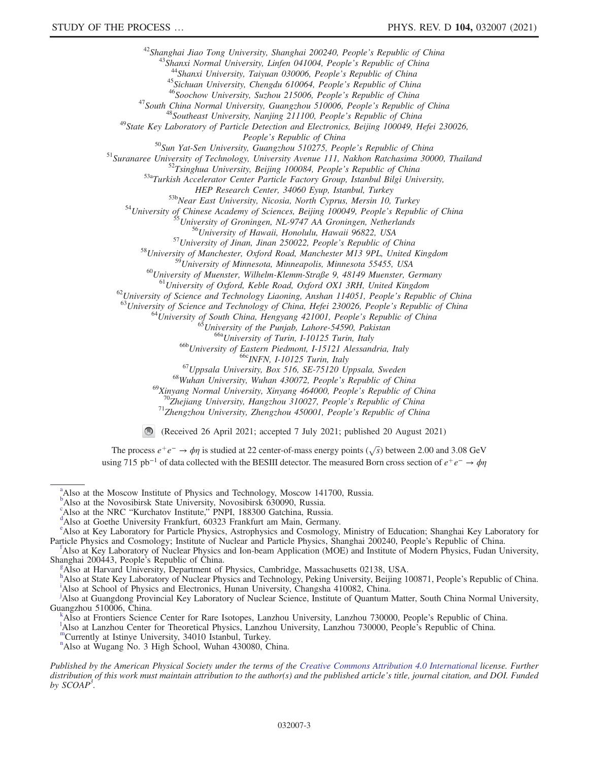[42]Shanghai Jiao Tong University, Shanghai 200240, People's Republic of China
[43]Shanxi Normal University, Linfen 041004, People's Republic of China
[44]Shanxi University, Taiyuan 030006, People's Republic of China
[45]Sichuan University, Chengdu 610064, People's Republic of China
[46]Soochow University, Suzhou 215006, People's Republic of China
[47]South China Normal University, Guangzhou 510006, People's Republic of China
[48]Southeast University, Nanjing 211100, People's Republic of China
[49]State Key Laboratory of Particle Detection and Electronics, Beijing 100049, Hefei 230026, People's Republic of China
[50]Sun Yat-Sen University, Guangzhou 510275, People's Republic of China
[51]Suranaree University of Technology, University Avenue 111, Nakhon Ratchasima 30000, Thailand
[52]Tsinghua University, Beijing 100084, People's Republic of China
[53a]Turkish Accelerator Center Particle Factory Group, Istanbul Bilgi University, HEP Research Center, 34060 Eyup, Istanbul, Turkey
[53b]Near East University, Nicosia, North Cyprus, Mersin 10, Turkey
[54]University of Chinese Academy of Sciences, Beijing 100049, People's Republic of China
[55]University of Groningen, NL-9747 AA Groningen, Netherlands
[56]University of Hawaii, Honolulu, Hawaii 96822, USA
[57]University of Jinan, Jinan 250022, People's Republic of China
[58]University of Manchester, Oxford Road, Manchester M13 9PL, United Kingdom
[59]University of Minnesota, Minneapolis, Minnesota 55455, USA
[60]University of Muenster, Wilhelm-Klemm-Straße 9, 48149 Muenster, Germany
[61]University of Oxford, Keble Road, Oxford OX1 3RH, United Kingdom
[62]University of Science and Technology Liaoning, Anshan 114051, People's Republic of China
[63]University of Science and Technology of China, Hefei 230026, People's Republic of China
[64]University of South China, Hengyang 421001, People's Republic of China
[65]University of the Punjab, Lahore-54590, Pakistan
[66a]University of Turin, I-10125 Turin, Italy
[66b]University of Eastern Piedmont, I-15121 Alessandria, Italy
[66c]INFN, I-10125 Turin, Italy
[67]Uppsala University, Box 516, SE-75120 Uppsala, Sweden
[68]Wuhan University, Wuhan 430072, People's Republic of China
[69]Xinyang Normal University, Xinyang 464000, People's Republic of China
[70]Zhejiang University, Hangzhou 310027, People's Republic of China
[71]Zhengzhou University, Zhengzhou 450001, People's Republic of China

(Received 26 April 2021; accepted 7 July 2021; published 20 August 2021)

The process $e^+e^- \to \phi\eta$ is studied at 22 center-of-mass energy points ($\sqrt{s}$) between 2.00 and 3.08 GeV using 715 $\text{pb}^{-1}$ of data collected with the BESIII detector. The measured Born cross section of $e^+e^- \to \phi\eta$

[a]Also at the Moscow Institute of Physics and Technology, Moscow 141700, Russia.
[b]Also at the Novosibirsk State University, Novosibirsk 630090, Russia.
[c]Also at the NRC "Kurchatov Institute," PNPI, 188300 Gatchina, Russia.
[d]Also at Goethe University Frankfurt, 60323 Frankfurt am Main, Germany.
[e]Also at Key Laboratory for Particle Physics, Astrophysics and Cosmology, Ministry of Education; Shanghai Key Laboratory for Particle Physics and Cosmology; Institute of Nuclear and Particle Physics, Shanghai 200240, People's Republic of China.
[f]Also at Key Laboratory of Nuclear Physics and Ion-beam Application (MOE) and Institute of Modern Physics, Fudan University, Shanghai 200443, People's Republic of China.
[g]Also at Harvard University, Department of Physics, Cambridge, Massachusetts 02138, USA.
[h]Also at State Key Laboratory of Nuclear Physics and Technology, Peking University, Beijing 100871, People's Republic of China.
[i]Also at School of Physics and Electronics, Hunan University, Changsha 410082, China.
[j]Also at Guangdong Provincial Key Laboratory of Nuclear Science, Institute of Quantum Matter, South China Normal University, Guangzhou 510006, China.
[k]Also at Frontiers Science Center for Rare Isotopes, Lanzhou University, Lanzhou 730000, People's Republic of China.
[l]Also at Lanzhou Center for Theoretical Physics, Lanzhou University, Lanzhou 730000, People's Republic of China.
[m]Currently at Istinye University, 34010 Istanbul, Turkey.
[n]Also at Wugang No. 3 High School, Wuhan 430080, China.

*Published by the American Physical Society under the terms of the Creative Commons Attribution 4.0 International license. Further distribution of this work must maintain attribution to the author(s) and the published article's title, journal citation, and DOI. Funded by SCOAP³.*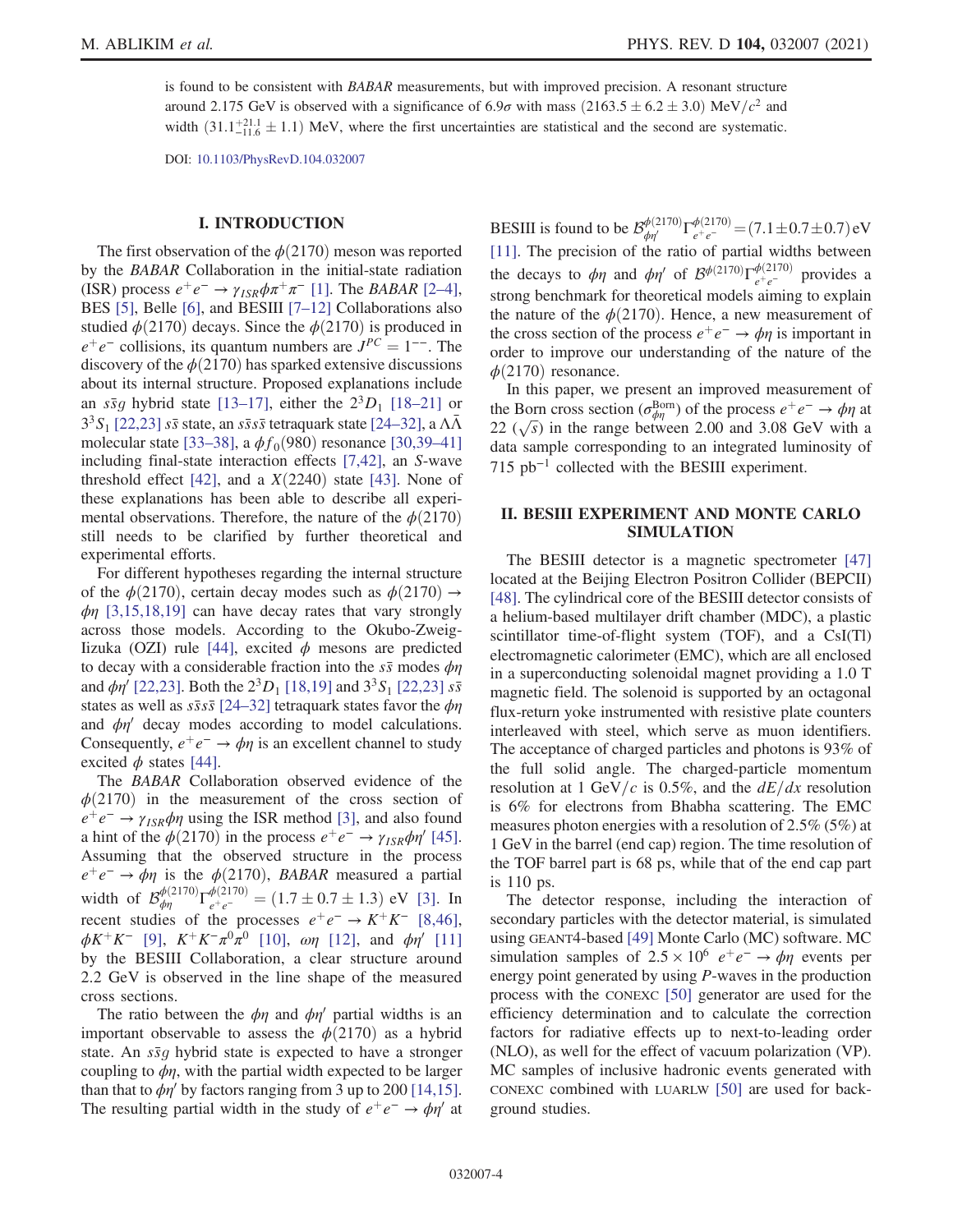is found to be consistent with *BABAR* measurements, but with improved precision. A resonant structure around 2.175 GeV is observed with a significance of 6.9$\sigma$ with mass $(2163.5 \pm 6.2 \pm 3.0)$ MeV/$c^2$ and width $(31.1^{+21.1}_{-11.6} \pm 1.1)$ MeV, where the first uncertainties are statistical and the second are systematic.

DOI: 10.1103/PhysRevD.104.032007

## I. INTRODUCTION

The first observation of the $\phi(2170)$ meson was reported by the *BABAR* Collaboration in the initial-state radiation (ISR) process $e^+e^- \to \gamma_{ISR}\phi\pi^+\pi^-$ [1]. The *BABAR* [2–4], BES [5], Belle [6], and BESIII [7–12] Collaborations also studied $\phi(2170)$ decays. Since the $\phi(2170)$ is produced in $e^+e^-$ collisions, its quantum numbers are $J^{PC} = 1^{--}$. The discovery of the $\phi(2170)$ has sparked extensive discussions about its internal structure. Proposed explanations include an $s\bar{s}g$ hybrid state [13–17], either the $2^3D_1$ [18–21] or $3^3S_1$ [22,23] $s\bar{s}$ state, an $s\bar{s}s\bar{s}$ tetraquark state [24–32], a $\Lambda\bar{\Lambda}$ molecular state [33–38], a $\phi f_0(980)$ resonance [30,39–41] including final-state interaction effects [7,42], an $S$-wave threshold effect [42], and a $X(2240)$ state [43]. None of these explanations has been able to describe all experimental observations. Therefore, the nature of the $\phi(2170)$ still needs to be clarified by further theoretical and experimental efforts.

For different hypotheses regarding the internal structure of the $\phi(2170)$, certain decay modes such as $\phi(2170) \to \phi\eta$ [3,15,18,19] can have decay rates that vary strongly across those models. According to the Okubo-Zweig-Iizuka (OZI) rule [44], excited $\phi$ mesons are predicted to decay with a considerable fraction into the $s\bar{s}$ modes $\phi\eta$ and $\phi\eta'$ [22,23]. Both the $2^3D_1$ [18,19] and $3^3S_1$ [22,23] $s\bar{s}$ states as well as $s\bar{s}s\bar{s}$ [24–32] tetraquark states favor the $\phi\eta$ and $\phi\eta'$ decay modes according to model calculations. Consequently, $e^+e^- \to \phi\eta$ is an excellent channel to study excited $\phi$ states [44].

The *BABAR* Collaboration observed evidence of the $\phi(2170)$ in the measurement of the cross section of $e^+e^- \to \gamma_{ISR}\phi\eta$ using the ISR method [3], and also found a hint of the $\phi(2170)$ in the process $e^+e^- \to \gamma_{ISR}\phi\eta'$ [45]. Assuming that the observed structure in the process $e^+e^- \to \phi\eta$ is the $\phi(2170)$, *BABAR* measured a partial width of $\mathcal{B}^{\phi(2170)}_{\phi\eta}\Gamma^{\phi(2170)}_{e^+e^-} = (1.7 \pm 0.7 \pm 1.3)$ eV [3]. In recent studies of the processes $e^+e^- \to K^+K^-$ [8,46], $\phi K^+K^-$ [9], $K^+K^-\pi^0\pi^0$ [10], $\omega\eta$ [12], and $\phi\eta'$ [11] by the BESIII Collaboration, a clear structure around 2.2 GeV is observed in the line shape of the measured cross sections.

The ratio between the $\phi\eta$ and $\phi\eta'$ partial widths is an important observable to assess the $\phi(2170)$ as a hybrid state. An $s\bar{s}g$ hybrid state is expected to have a stronger coupling to $\phi\eta$, with the partial width expected to be larger than that to $\phi\eta'$ by factors ranging from 3 up to 200 [14,15]. The resulting partial width in the study of $e^+e^- \to \phi\eta'$ at BESIII is found to be $\mathcal{B}^{\phi(2170)}_{\phi\eta'}\Gamma^{\phi(2170)}_{e^+e^-} = (7.1 \pm 0.7 \pm 0.7)$ eV [11]. The precision of the ratio of partial widths between the decays to $\phi\eta$ and $\phi\eta'$ of $\mathcal{B}^{\phi(2170)}\Gamma^{\phi(2170)}_{e^+e^-}$ provides a strong benchmark for theoretical models aiming to explain the nature of the $\phi(2170)$. Hence, a new measurement of the cross section of the process $e^+e^- \to \phi\eta$ is important in order to improve our understanding of the nature of the $\phi(2170)$ resonance.

In this paper, we present an improved measurement of the Born cross section ($\sigma^{\text{Born}}_{\phi\eta}$) of the process $e^+e^- \to \phi\eta$ at 22 ($\sqrt{s}$) in the range between 2.00 and 3.08 GeV with a data sample corresponding to an integrated luminosity of 715 pb$^{-1}$ collected with the BESIII experiment.

## II. BESIII EXPERIMENT AND MONTE CARLO SIMULATION

The BESIII detector is a magnetic spectrometer [47] located at the Beijing Electron Positron Collider (BEPCII) [48]. The cylindrical core of the BESIII detector consists of a helium-based multilayer drift chamber (MDC), a plastic scintillator time-of-flight system (TOF), and a CsI(Tl) electromagnetic calorimeter (EMC), which are all enclosed in a superconducting solenoidal magnet providing a 1.0 T magnetic field. The solenoid is supported by an octagonal flux-return yoke instrumented with resistive plate counters interleaved with steel, which serve as muon identifiers. The acceptance of charged particles and photons is 93% of the full solid angle. The charged-particle momentum resolution at 1 GeV/$c$ is 0.5%, and the $dE/dx$ resolution is 6% for electrons from Bhabha scattering. The EMC measures photon energies with a resolution of 2.5% (5%) at 1 GeV in the barrel (end cap) region. The time resolution of the TOF barrel part is 68 ps, while that of the end cap part is 110 ps.

The detector response, including the interaction of secondary particles with the detector material, is simulated using GEANT4-based [49] Monte Carlo (MC) software. MC simulation samples of $2.5 \times 10^6$ $e^+e^- \to \phi\eta$ events per energy point generated by using $P$-waves in the production process with the CONEXC [50] generator are used for the efficiency determination and to calculate the correction factors for radiative effects up to next-to-leading order (NLO), as well for the effect of vacuum polarization (VP). MC samples of inclusive hadronic events generated with CONEXC combined with LUARLW [50] are used for background studies.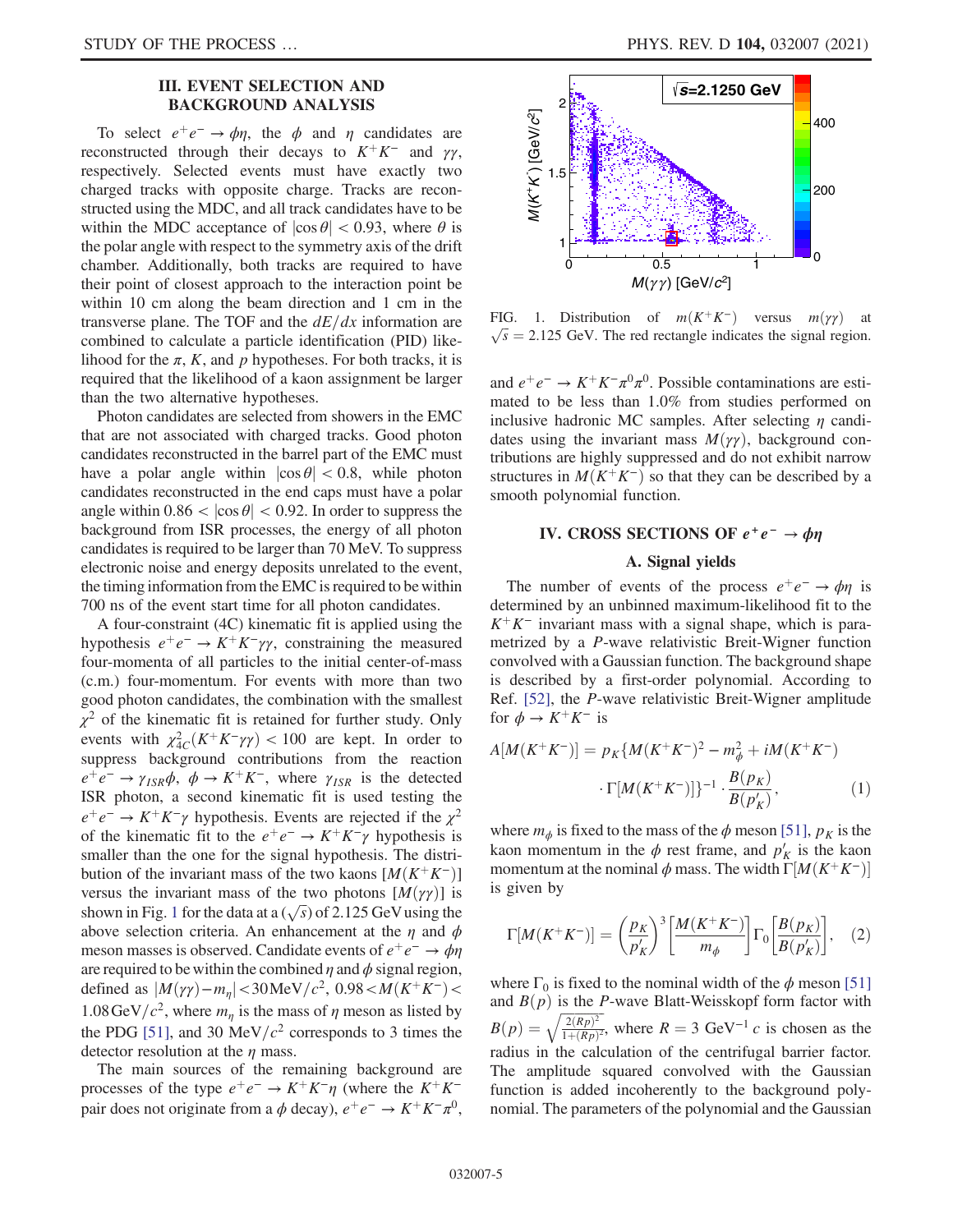## III. EVENT SELECTION AND BACKGROUND ANALYSIS

To select $e^+e^- \to \phi\eta$, the $\phi$ and $\eta$ candidates are reconstructed through their decays to $K^+K^-$ and $\gamma\gamma$, respectively. Selected events must have exactly two charged tracks with opposite charge. Tracks are reconstructed using the MDC, and all track candidates have to be within the MDC acceptance of $|\cos\theta| < 0.93$, where $\theta$ is the polar angle with respect to the symmetry axis of the drift chamber. Additionally, both tracks are required to have their point of closest approach to the interaction point be within 10 cm along the beam direction and 1 cm in the transverse plane. The TOF and the $dE/dx$ information are combined to calculate a particle identification (PID) likelihood for the $\pi$, $K$, and $p$ hypotheses. For both tracks, it is required that the likelihood of a kaon assignment be larger than the two alternative hypotheses.

Photon candidates are selected from showers in the EMC that are not associated with charged tracks. Good photon candidates reconstructed in the barrel part of the EMC must have a polar angle within $|\cos\theta| < 0.8$, while photon candidates reconstructed in the end caps must have a polar angle within $0.86 < |\cos\theta| < 0.92$. In order to suppress the background from ISR processes, the energy of all photon candidates is required to be larger than 70 MeV. To suppress electronic noise and energy deposits unrelated to the event, the timing information from the EMC is required to be within 700 ns of the event start time for all photon candidates.

A four-constraint (4C) kinematic fit is applied using the hypothesis $e^+e^- \to K^+K^-\gamma\gamma$, constraining the measured four-momenta of all particles to the initial center-of-mass (c.m.) four-momentum. For events with more than two good photon candidates, the combination with the smallest $\chi^2$ of the kinematic fit is retained for further study. Only events with $\chi^2_{4C}(K^+K^-\gamma\gamma) < 100$ are kept. In order to suppress background contributions from the reaction $e^+e^- \to \gamma_{ISR}\phi$, $\phi \to K^+K^-$, where $\gamma_{ISR}$ is the detected ISR photon, a second kinematic fit is used testing the $e^+e^- \to K^+K^-\gamma$ hypothesis. Events are rejected if the $\chi^2$ of the kinematic fit to the $e^+e^- \to K^+K^-\gamma$ hypothesis is smaller than the one for the signal hypothesis. The distribution of the invariant mass of the two kaons $[M(K^+K^-)]$ versus the invariant mass of the two photons $[M(\gamma\gamma)]$ is shown in Fig. 1 for the data at a $(\sqrt{s})$ of 2.125 GeV using the above selection criteria. An enhancement at the $\eta$ and $\phi$ meson masses is observed. Candidate events of $e^+e^- \to \phi\eta$ are required to be within the combined $\eta$ and $\phi$ signal region, defined as $|M(\gamma\gamma) - m_\eta| < 30\,\mathrm{MeV}/c^2$, $0.98 < M(K^+K^-) < 1.08\,\mathrm{GeV}/c^2$, where $m_\eta$ is the mass of $\eta$ meson as listed by the PDG [51], and 30 MeV/$c^2$ corresponds to 3 times the detector resolution at the $\eta$ mass.

The main sources of the remaining background are processes of the type $e^+e^- \to K^+K^-\eta$ (where the $K^+K^-$ pair does not originate from a $\phi$ decay), $e^+e^- \to K^+K^-\pi^0$, and $e^+e^- \to K^+K^-\pi^0\pi^0$. Possible contaminations are estimated to be less than 1.0% from studies performed on inclusive hadronic MC samples. After selecting $\eta$ candidates using the invariant mass $M(\gamma\gamma)$, background contributions are highly suppressed and do not exhibit narrow structures in $M(K^+K^-)$ so that they can be described by a smooth polynomial function.

FIG. 1. Distribution of $m(K^+K^-)$ versus $m(\gamma\gamma)$ at $\sqrt{s} = 2.125$ GeV. The red rectangle indicates the signal region.

## IV. CROSS SECTIONS OF $e^+e^- \to \phi\eta$

### A. Signal yields

The number of events of the process $e^+e^- \to \phi\eta$ is determined by an unbinned maximum-likelihood fit to the $K^+K^-$ invariant mass with a signal shape, which is parametrized by a $P$-wave relativistic Breit-Wigner function convolved with a Gaussian function. The background shape is described by a first-order polynomial. According to Ref. [52], the $P$-wave relativistic Breit-Wigner amplitude for $\phi \to K^+K^-$ is

$$A[M(K^+K^-)] = p_K\{M(K^+K^-)^2 - m_\phi^2 + iM(K^+K^-) \cdot \Gamma[M(K^+K^-)]\}^{-1} \cdot \frac{B(p_K)}{B(p'_K)}, \quad (1)$$

where $m_\phi$ is fixed to the mass of the $\phi$ meson [51], $p_K$ is the kaon momentum in the $\phi$ rest frame, and $p'_K$ is the kaon momentum at the nominal $\phi$ mass. The width $\Gamma[M(K^+K^-)]$ is given by

$$\Gamma[M(K^+K^-)] = \left(\frac{p_K}{p'_K}\right)^3 \left[\frac{M(K^+K^-)}{m_\phi}\right] \Gamma_0 \left[\frac{B(p_K)}{B(p'_K)}\right], \quad (2)$$

where $\Gamma_0$ is fixed to the nominal width of the $\phi$ meson [51] and $B(p)$ is the $P$-wave Blatt-Weisskopf form factor with $B(p) = \sqrt{\frac{2(Rp)^2}{1+(Rp)^2}}$, where $R = 3\ \mathrm{GeV}^{-1}\,c$ is chosen as the radius in the calculation of the centrifugal barrier factor. The amplitude squared convolved with the Gaussian function is added incoherently to the background polynomial. The parameters of the polynomial and the Gaussian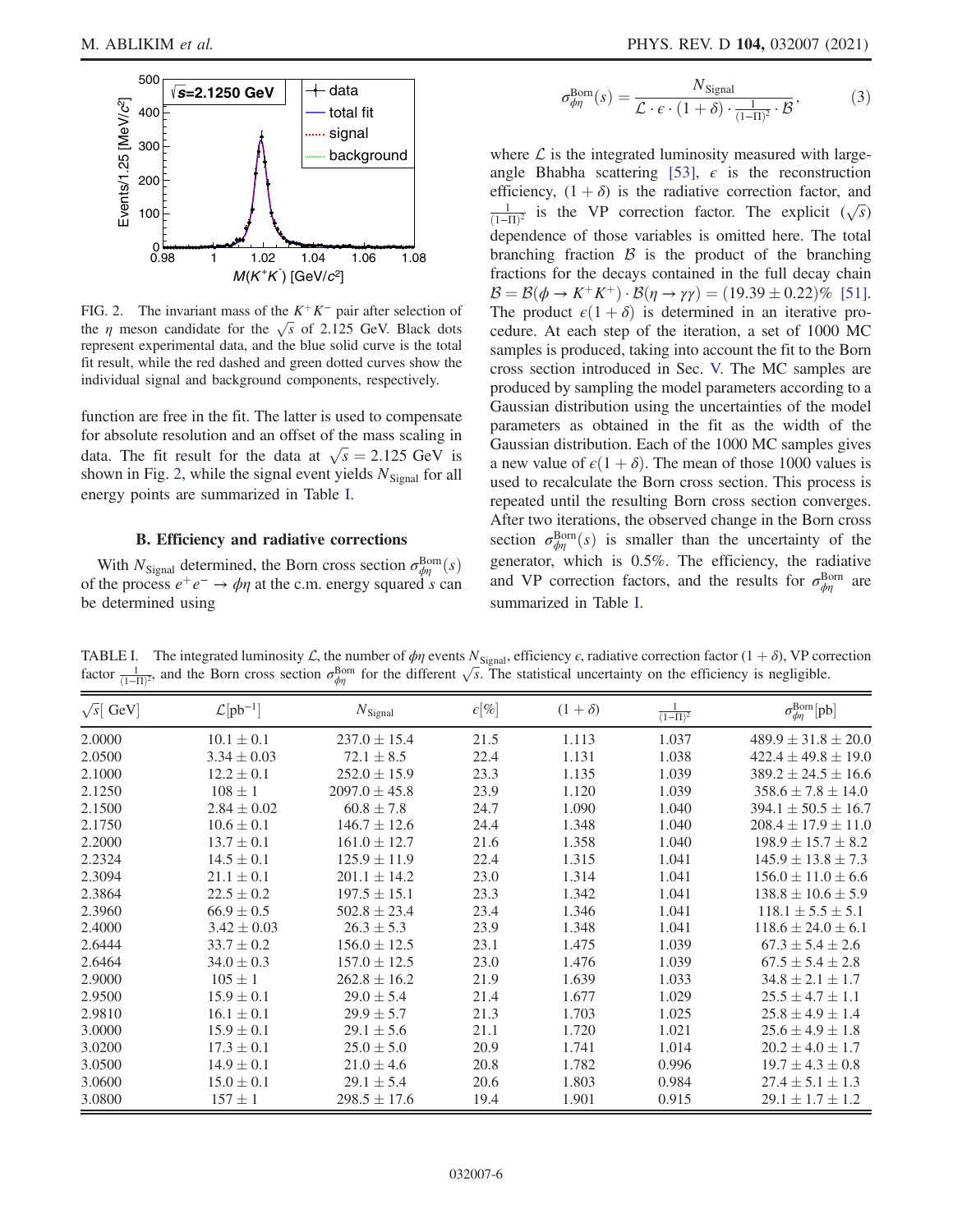FIG. 2. The invariant mass of the $K^+K^-$ pair after selection of the $\eta$ meson candidate for the $\sqrt{s}$ of 2.125 GeV. Black dots represent experimental data, and the blue solid curve is the total fit result, while the red dashed and green dotted curves show the individual signal and background components, respectively.

function are free in the fit. The latter is used to compensate for absolute resolution and an offset of the mass scaling in data. The fit result for the data at $\sqrt{s} = 2.125$ GeV is shown in Fig. 2, while the signal event yields $N_{\mathrm{Signal}}$ for all energy points are summarized in Table I.

### B. Efficiency and radiative corrections

With $N_{\mathrm{Signal}}$ determined, the Born cross section $\sigma^{\mathrm{Born}}_{\phi\eta}(s)$ of the process $e^+e^- \to \phi\eta$ at the c.m. energy squared $s$ can be determined using

$$\sigma^{\mathrm{Born}}_{\phi\eta}(s) = \frac{N_{\mathrm{Signal}}}{\mathcal{L} \cdot \epsilon \cdot (1+\delta) \cdot \frac{1}{(1-\Pi)^2} \cdot \mathcal{B}}, \tag{3}$$

where $\mathcal{L}$ is the integrated luminosity measured with large-angle Bhabha scattering [53], $\epsilon$ is the reconstruction efficiency, $(1+\delta)$ is the radiative correction factor, and $\frac{1}{(1-\Pi)^2}$ is the VP correction factor. The explicit $(\sqrt{s})$ dependence of those variables is omitted here. The total branching fraction $\mathcal{B}$ is the product of the branching fractions for the decays contained in the full decay chain $\mathcal{B} = \mathcal{B}(\phi \to K^+K^+) \cdot \mathcal{B}(\eta \to \gamma\gamma) = (19.39 \pm 0.22)\%$ [51]. The product $\epsilon(1+\delta)$ is determined in an iterative procedure. At each step of the iteration, a set of 1000 MC samples is produced, taking into account the fit to the Born cross section introduced in Sec. V. The MC samples are produced by sampling the model parameters according to a Gaussian distribution using the uncertainties of the model parameters as obtained in the fit as the width of the Gaussian distribution. Each of the 1000 MC samples gives a new value of $\epsilon(1+\delta)$. The mean of those 1000 values is used to recalculate the Born cross section. This process is repeated until the resulting Born cross section converges. After two iterations, the observed change in the Born cross section $\sigma^{\mathrm{Born}}_{\phi\eta}(s)$ is smaller than the uncertainty of the generator, which is 0.5%. The efficiency, the radiative and VP correction factors, and the results for $\sigma^{\mathrm{Born}}_{\phi\eta}$ are summarized in Table I.

TABLE I. The integrated luminosity $\mathcal{L}$, the number of $\phi\eta$ events $N_{\mathrm{Signal}}$, efficiency $\epsilon$, radiative correction factor $(1+\delta)$, VP correction factor $\frac{1}{(1-\Pi)^2}$, and the Born cross section $\sigma^{\mathrm{Born}}_{\phi\eta}$ for the different $\sqrt{s}$. The statistical uncertainty on the efficiency is negligible.

| $\sqrt{s}$[ GeV] | $\mathcal{L}$[pb$^{-1}$] | $N_{\mathrm{Signal}}$ | $\epsilon$[%] | $(1+\delta)$ | $\frac{1}{(1-\Pi)^2}$ | $\sigma^{\mathrm{Born}}_{\phi\eta}$[pb] |
|---|---|---|---|---|---|---|
| 2.0000 | $10.1 \pm 0.1$ | $237.0 \pm 15.4$ | 21.5 | 1.113 | 1.037 | $489.9 \pm 31.8 \pm 20.0$ |
| 2.0500 | $3.34 \pm 0.03$ | $72.1 \pm 8.5$ | 22.4 | 1.131 | 1.038 | $422.4 \pm 49.8 \pm 19.0$ |
| 2.1000 | $12.2 \pm 0.1$ | $252.0 \pm 15.9$ | 23.3 | 1.135 | 1.039 | $389.2 \pm 24.5 \pm 16.6$ |
| 2.1250 | $108 \pm 1$ | $2097.0 \pm 45.8$ | 23.9 | 1.120 | 1.039 | $358.6 \pm 7.8 \pm 14.0$ |
| 2.1500 | $2.84 \pm 0.02$ | $60.8 \pm 7.8$ | 24.7 | 1.090 | 1.040 | $394.1 \pm 50.5 \pm 16.7$ |
| 2.1750 | $10.6 \pm 0.1$ | $146.7 \pm 12.6$ | 24.4 | 1.348 | 1.040 | $208.4 \pm 17.9 \pm 11.0$ |
| 2.2000 | $13.7 \pm 0.1$ | $161.0 \pm 12.7$ | 21.6 | 1.358 | 1.040 | $198.9 \pm 15.7 \pm 8.2$ |
| 2.2324 | $14.5 \pm 0.1$ | $125.9 \pm 11.9$ | 22.4 | 1.315 | 1.041 | $145.9 \pm 13.8 \pm 7.3$ |
| 2.3094 | $21.1 \pm 0.1$ | $201.1 \pm 14.2$ | 23.0 | 1.314 | 1.041 | $156.0 \pm 11.0 \pm 6.6$ |
| 2.3864 | $22.5 \pm 0.2$ | $197.5 \pm 15.1$ | 23.3 | 1.342 | 1.041 | $138.8 \pm 10.6 \pm 5.9$ |
| 2.3960 | $66.9 \pm 0.5$ | $502.8 \pm 23.4$ | 23.4 | 1.346 | 1.041 | $118.1 \pm 5.5 \pm 5.1$ |
| 2.4000 | $3.42 \pm 0.03$ | $26.3 \pm 5.3$ | 23.9 | 1.348 | 1.041 | $118.6 \pm 24.0 \pm 6.1$ |
| 2.6444 | $33.7 \pm 0.2$ | $156.0 \pm 12.5$ | 23.1 | 1.475 | 1.039 | $67.3 \pm 5.4 \pm 2.6$ |
| 2.6464 | $34.0 \pm 0.3$ | $157.0 \pm 12.5$ | 23.0 | 1.476 | 1.039 | $67.5 \pm 5.4 \pm 2.8$ |
| 2.9000 | $105 \pm 1$ | $262.8 \pm 16.2$ | 21.9 | 1.639 | 1.033 | $34.8 \pm 2.1 \pm 1.7$ |
| 2.9500 | $15.9 \pm 0.1$ | $29.0 \pm 5.4$ | 21.4 | 1.677 | 1.029 | $25.5 \pm 4.7 \pm 1.1$ |
| 2.9810 | $16.1 \pm 0.1$ | $29.9 \pm 5.7$ | 21.3 | 1.703 | 1.025 | $25.8 \pm 4.9 \pm 1.4$ |
| 3.0000 | $15.9 \pm 0.1$ | $29.1 \pm 5.6$ | 21.1 | 1.720 | 1.021 | $25.6 \pm 4.9 \pm 1.8$ |
| 3.0200 | $17.3 \pm 0.1$ | $25.0 \pm 5.0$ | 20.9 | 1.741 | 1.014 | $20.2 \pm 4.0 \pm 1.7$ |
| 3.0500 | $14.9 \pm 0.1$ | $21.0 \pm 4.6$ | 20.8 | 1.782 | 0.996 | $19.7 \pm 4.3 \pm 0.8$ |
| 3.0600 | $15.0 \pm 0.1$ | $29.1 \pm 5.4$ | 20.6 | 1.803 | 0.984 | $27.4 \pm 5.1 \pm 1.3$ |
| 3.0800 | $157 \pm 1$ | $298.5 \pm 17.6$ | 19.4 | 1.901 | 0.915 | $29.1 \pm 1.7 \pm 1.2$ |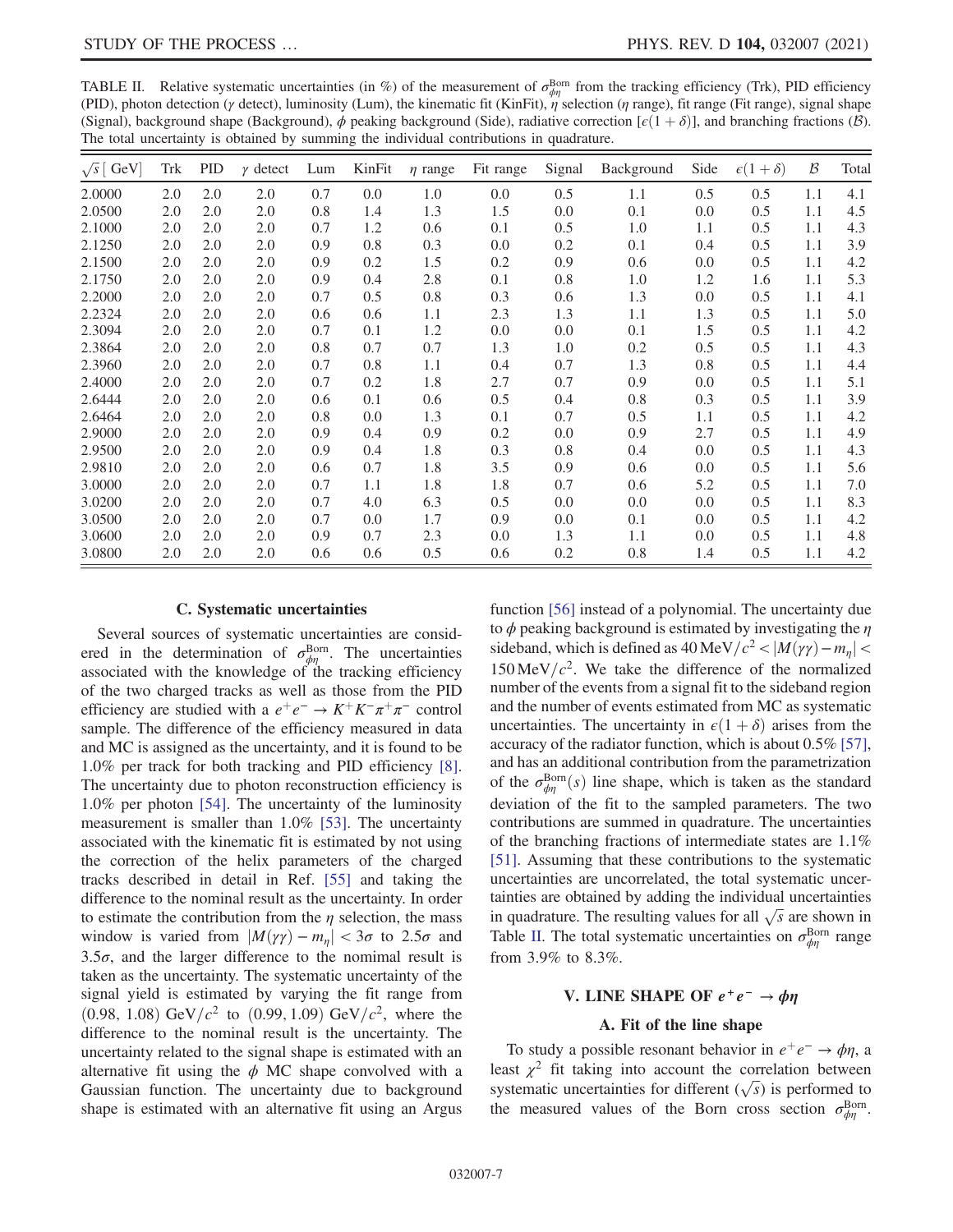TABLE II. Relative systematic uncertainties (in %) of the measurement of $\sigma^{\mathrm{Born}}_{\phi\eta}$ from the tracking efficiency (Trk), PID efficiency (PID), photon detection ($\gamma$ detect), luminosity (Lum), the kinematic fit (KinFit), $\eta$ selection ($\eta$ range), fit range (Fit range), signal shape (Signal), background shape (Background), $\phi$ peaking background (Side), radiative correction [$\epsilon(1+\delta)$], and branching fractions ($\mathcal{B}$). The total uncertainty is obtained by summing the individual contributions in quadrature.

| $\sqrt{s}$ [ GeV] | Trk | PID | $\gamma$ detect | Lum | KinFit | $\eta$ range | Fit range | Signal | Background | Side | $\epsilon(1+\delta)$ | $\mathcal{B}$ | Total |
|---|---|---|---|---|---|---|---|---|---|---|---|---|---|
| 2.0000 | 2.0 | 2.0 | 2.0 | 0.7 | 0.0 | 1.0 | 0.0 | 0.5 | 1.1 | 0.5 | 0.5 | 1.1 | 4.1 |
| 2.0500 | 2.0 | 2.0 | 2.0 | 0.8 | 1.4 | 1.3 | 1.5 | 0.0 | 0.1 | 0.0 | 0.5 | 1.1 | 4.5 |
| 2.1000 | 2.0 | 2.0 | 2.0 | 0.7 | 1.2 | 0.6 | 0.1 | 0.5 | 1.0 | 1.1 | 0.5 | 1.1 | 4.3 |
| 2.1250 | 2.0 | 2.0 | 2.0 | 0.9 | 0.8 | 0.3 | 0.0 | 0.2 | 0.1 | 0.4 | 0.5 | 1.1 | 3.9 |
| 2.1500 | 2.0 | 2.0 | 2.0 | 0.9 | 0.2 | 1.5 | 0.2 | 0.9 | 0.6 | 0.0 | 0.5 | 1.1 | 4.2 |
| 2.1750 | 2.0 | 2.0 | 2.0 | 0.9 | 0.4 | 2.8 | 0.1 | 0.8 | 1.0 | 1.2 | 1.6 | 1.1 | 5.3 |
| 2.2000 | 2.0 | 2.0 | 2.0 | 0.7 | 0.5 | 0.8 | 0.3 | 0.6 | 1.3 | 0.0 | 0.5 | 1.1 | 4.1 |
| 2.2324 | 2.0 | 2.0 | 2.0 | 0.6 | 0.6 | 1.1 | 2.3 | 1.3 | 1.1 | 1.3 | 0.5 | 1.1 | 5.0 |
| 2.3094 | 2.0 | 2.0 | 2.0 | 0.7 | 0.1 | 1.2 | 0.0 | 0.0 | 0.1 | 1.5 | 0.5 | 1.1 | 4.2 |
| 2.3864 | 2.0 | 2.0 | 2.0 | 0.8 | 0.7 | 0.7 | 1.3 | 1.0 | 0.2 | 0.5 | 0.5 | 1.1 | 4.3 |
| 2.3960 | 2.0 | 2.0 | 2.0 | 0.7 | 0.8 | 1.1 | 0.4 | 0.7 | 1.3 | 0.8 | 0.5 | 1.1 | 4.4 |
| 2.4000 | 2.0 | 2.0 | 2.0 | 0.7 | 0.2 | 1.8 | 2.7 | 0.7 | 0.9 | 0.0 | 0.5 | 1.1 | 5.1 |
| 2.6444 | 2.0 | 2.0 | 2.0 | 0.6 | 0.1 | 0.6 | 0.5 | 0.4 | 0.8 | 0.3 | 0.5 | 1.1 | 3.9 |
| 2.6464 | 2.0 | 2.0 | 2.0 | 0.8 | 0.0 | 1.3 | 0.1 | 0.7 | 0.5 | 1.1 | 0.5 | 1.1 | 4.2 |
| 2.9000 | 2.0 | 2.0 | 2.0 | 0.9 | 0.4 | 0.9 | 0.2 | 0.0 | 0.9 | 2.7 | 0.5 | 1.1 | 4.9 |
| 2.9500 | 2.0 | 2.0 | 2.0 | 0.9 | 0.4 | 1.8 | 0.3 | 0.8 | 0.4 | 0.0 | 0.5 | 1.1 | 4.3 |
| 2.9810 | 2.0 | 2.0 | 2.0 | 0.6 | 0.7 | 1.8 | 3.5 | 0.9 | 0.6 | 0.0 | 0.5 | 1.1 | 5.6 |
| 3.0000 | 2.0 | 2.0 | 2.0 | 0.7 | 1.1 | 1.8 | 1.8 | 0.7 | 0.6 | 5.2 | 0.5 | 1.1 | 7.0 |
| 3.0200 | 2.0 | 2.0 | 2.0 | 0.7 | 4.0 | 6.3 | 0.5 | 0.0 | 0.0 | 0.0 | 0.5 | 1.1 | 8.3 |
| 3.0500 | 2.0 | 2.0 | 2.0 | 0.7 | 0.0 | 1.7 | 0.9 | 0.0 | 0.1 | 0.0 | 0.5 | 1.1 | 4.2 |
| 3.0600 | 2.0 | 2.0 | 2.0 | 0.9 | 0.7 | 2.3 | 0.0 | 1.3 | 1.1 | 0.0 | 0.5 | 1.1 | 4.8 |
| 3.0800 | 2.0 | 2.0 | 2.0 | 0.6 | 0.6 | 0.5 | 0.6 | 0.2 | 0.8 | 1.4 | 0.5 | 1.1 | 4.2 |

### C. Systematic uncertainties

Several sources of systematic uncertainties are considered in the determination of $\sigma^{\mathrm{Born}}_{\phi\eta}$. The uncertainties associated with the knowledge of the tracking efficiency of the two charged tracks as well as those from the PID efficiency are studied with a $e^+e^- \to K^+K^-\pi^+\pi^-$ control sample. The difference of the efficiency measured in data and MC is assigned as the uncertainty, and it is found to be 1.0% per track for both tracking and PID efficiency [8]. The uncertainty due to photon reconstruction efficiency is 1.0% per photon [54]. The uncertainty of the luminosity measurement is smaller than 1.0% [53]. The uncertainty associated with the kinematic fit is estimated by not using the correction of the helix parameters of the charged tracks described in detail in Ref. [55] and taking the difference to the nominal result as the uncertainty. In order to estimate the contribution from the $\eta$ selection, the mass window is varied from $|M(\gamma\gamma) - m_\eta| < 3\sigma$ to $2.5\sigma$ and $3.5\sigma$, and the larger difference to the nomimal result is taken as the uncertainty. The systematic uncertainty of the signal yield is estimated by varying the fit range from $(0.98, 1.08)\ \mathrm{GeV}/c^2$ to $(0.99, 1.09)\ \mathrm{GeV}/c^2$, where the difference to the nominal result is the uncertainty. The uncertainty related to the signal shape is estimated with an alternative fit using the $\phi$ MC shape convolved with a Gaussian function. The uncertainty due to background shape is estimated with an alternative fit using an Argus function [56] instead of a polynomial. The uncertainty due to $\phi$ peaking background is estimated by investigating the $\eta$ sideband, which is defined as $40\ \mathrm{MeV}/c^2 < |M(\gamma\gamma) - m_\eta| < 150\ \mathrm{MeV}/c^2$. We take the difference of the normalized number of the events from a signal fit to the sideband region and the number of events estimated from MC as systematic uncertainties. The uncertainty in $\epsilon(1+\delta)$ arises from the accuracy of the radiator function, which is about 0.5% [57], and has an additional contribution from the parametrization of the $\sigma^{\mathrm{Born}}_{\phi\eta}(s)$ line shape, which is taken as the standard deviation of the fit to the sampled parameters. The two contributions are summed in quadrature. The uncertainties of the branching fractions of intermediate states are 1.1% [51]. Assuming that these contributions to the systematic uncertainties are uncorrelated, the total systematic uncertainties are obtained by adding the individual uncertainties in quadrature. The resulting values for all $\sqrt{s}$ are shown in Table II. The total systematic uncertainties on $\sigma^{\mathrm{Born}}_{\phi\eta}$ range from 3.9% to 8.3%.

## V. LINE SHAPE OF $e^+e^- \to \phi\eta$

### A. Fit of the line shape

To study a possible resonant behavior in $e^+e^- \to \phi\eta$, a least $\chi^2$ fit taking into account the correlation between systematic uncertainties for different $(\sqrt{s})$ is performed to the measured values of the Born cross section $\sigma^{\mathrm{Born}}_{\phi\eta}$.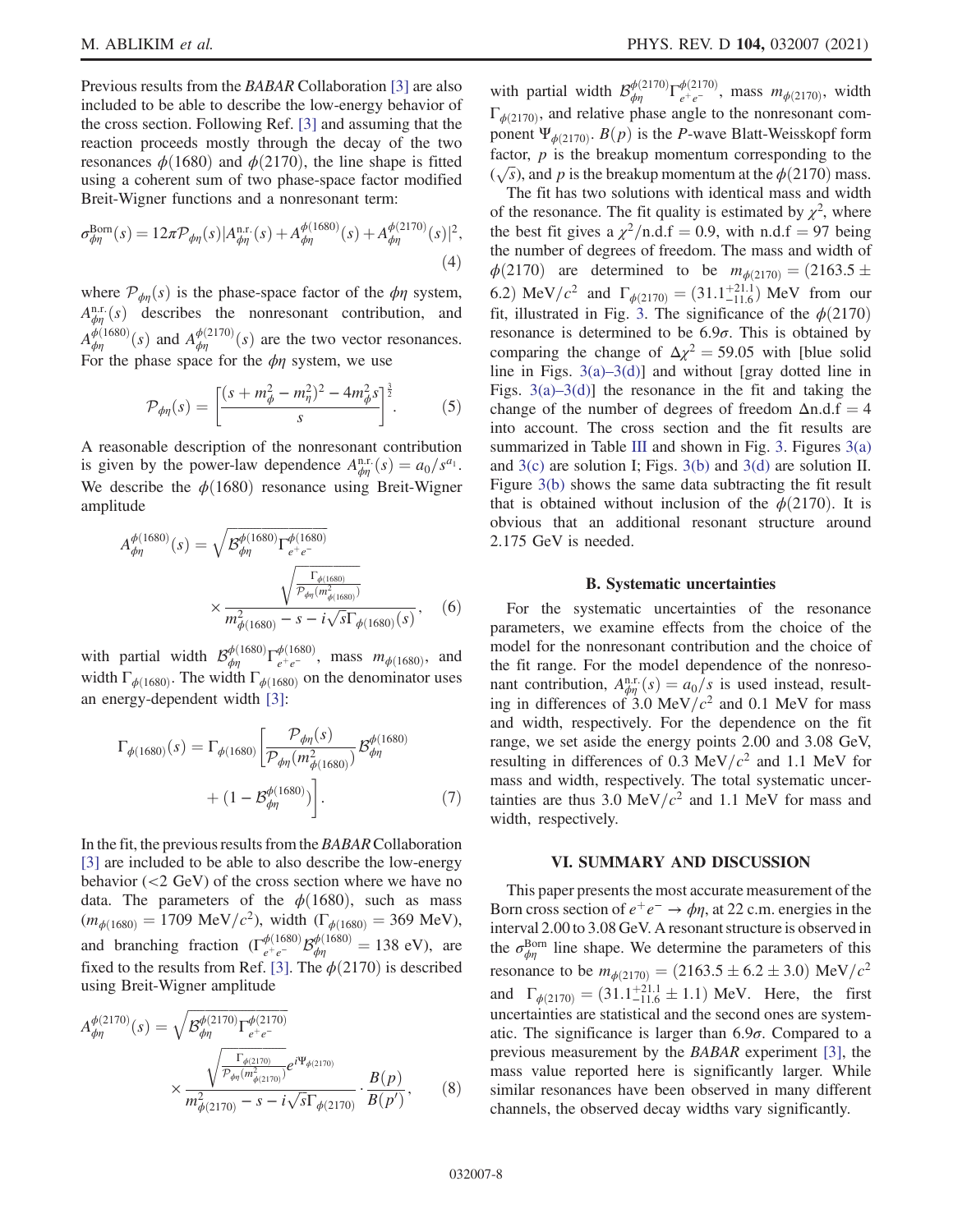Previous results from the *BABAR* Collaboration [3] are also included to be able to describe the low-energy behavior of the cross section. Following Ref. [3] and assuming that the reaction proceeds mostly through the decay of the two resonances $\phi(1680)$ and $\phi(2170)$, the line shape is fitted using a coherent sum of two phase-space factor modified Breit-Wigner functions and a nonresonant term:

$$\sigma^{\rm Born}_{\phi\eta}(s) = 12\pi\mathcal{P}_{\phi\eta}(s)|A^{\rm n.r.}_{\phi\eta}(s) + A^{\phi(1680)}_{\phi\eta}(s) + A^{\phi(2170)}_{\phi\eta}(s)|^2, \tag{4}$$

where $\mathcal{P}_{\phi\eta}(s)$ is the phase-space factor of the $\phi\eta$ system, $A^{\rm n.r.}_{\phi\eta}(s)$ describes the nonresonant contribution, and $A^{\phi(1680)}_{\phi\eta}(s)$ and $A^{\phi(2170)}_{\phi\eta}(s)$ are the two vector resonances. For the phase space for the $\phi\eta$ system, we use

$$\mathcal{P}_{\phi\eta}(s) = \left[\frac{(s + m_\phi^2 - m_\eta^2)^2 - 4m_\phi^2 s}{s}\right]^{\frac{3}{2}}. \tag{5}$$

A reasonable description of the nonresonant contribution is given by the power-law dependence $A^{\rm n.r.}_{\phi\eta}(s) = a_0/s^{a_1}$. We describe the $\phi(1680)$ resonance using Breit-Wigner amplitude

$$A^{\phi(1680)}_{\phi\eta}(s) = \sqrt{\mathcal{B}^{\phi(1680)}_{\phi\eta}\Gamma^{\phi(1680)}_{e^+e^-}} \times \frac{\sqrt{\frac{\Gamma_{\phi(1680)}}{\mathcal{P}_{\phi\eta}(m^2_{\phi(1680)})}}}{m^2_{\phi(1680)} - s - i\sqrt{s}\Gamma_{\phi(1680)}(s)}, \tag{6}$$

with partial width $\mathcal{B}^{\phi(1680)}_{\phi\eta}\Gamma^{\phi(1680)}_{e^+e^-}$, mass $m_{\phi(1680)}$, and width $\Gamma_{\phi(1680)}$. The width $\Gamma_{\phi(1680)}$ on the denominator uses an energy-dependent width [3]:

$$\Gamma_{\phi(1680)}(s) = \Gamma_{\phi(1680)}\left[\frac{\mathcal{P}_{\phi\eta}(s)}{\mathcal{P}_{\phi\eta}(m^2_{\phi(1680)})}\mathcal{B}^{\phi(1680)}_{\phi\eta} + (1 - \mathcal{B}^{\phi(1680)}_{\phi\eta})\right]. \tag{7}$$

In the fit, the previous results from the *BABAR* Collaboration [3] are included to be able to also describe the low-energy behavior (<2 GeV) of the cross section where we have no data. The parameters of the $\phi(1680)$, such as mass ($m_{\phi(1680)} = 1709$ MeV/$c^2$), width ($\Gamma_{\phi(1680)} = 369$ MeV), and branching fraction ($\Gamma^{\phi(1680)}_{e^+e^-}\mathcal{B}^{\phi(1680)}_{\phi\eta} = 138$ eV), are fixed to the results from Ref. [3]. The $\phi(2170)$ is described using Breit-Wigner amplitude

$$A^{\phi(2170)}_{\phi\eta}(s) = \sqrt{\mathcal{B}^{\phi(2170)}_{\phi\eta}\Gamma^{\phi(2170)}_{e^+e^-}} \times \frac{\sqrt{\frac{\Gamma_{\phi(2170)}}{\mathcal{P}_{\phi\eta}(m^2_{\phi(2170)})}}e^{i\Psi_{\phi(2170)}}}{m^2_{\phi(2170)} - s - i\sqrt{s}\Gamma_{\phi(2170)}} \cdot \frac{B(p)}{B(p')}, \tag{8}$$

with partial width $\mathcal{B}^{\phi(2170)}_{\phi\eta}\Gamma^{\phi(2170)}_{e^+e^-}$, mass $m_{\phi(2170)}$, width $\Gamma_{\phi(2170)}$, and relative phase angle to the nonresonant component $\Psi_{\phi(2170)}$. $B(p)$ is the $P$-wave Blatt-Weisskopf form factor, $p$ is the breakup momentum corresponding to the ($\sqrt{s}$), and $p$ is the breakup momentum at the $\phi(2170)$ mass.

The fit has two solutions with identical mass and width of the resonance. The fit quality is estimated by $\chi^2$, where the best fit gives a $\chi^2/\text{n.d.f} = 0.9$, with n.d.f = 97 being the number of degrees of freedom. The mass and width of $\phi(2170)$ are determined to be $m_{\phi(2170)} = (2163.5 \pm 6.2)$ MeV/$c^2$ and $\Gamma_{\phi(2170)} = (31.1^{+21.1}_{-11.6})$ MeV from our fit, illustrated in Fig. 3. The significance of the $\phi(2170)$ resonance is determined to be $6.9\sigma$. This is obtained by comparing the change of $\Delta\chi^2 = 59.05$ with [blue solid line in Figs. 3(a)–3(d)] and without [gray dotted line in Figs. 3(a)–3(d)] the resonance in the fit and taking the change of the number of degrees of freedom $\Delta$n.d.f $= 4$ into account. The cross section and the fit results are summarized in Table III and shown in Fig. 3. Figures 3(a) and 3(c) are solution I; Figs. 3(b) and 3(d) are solution II. Figure 3(b) shows the same data subtracting the fit result that is obtained without inclusion of the $\phi(2170)$. It is obvious that an additional resonant structure around 2.175 GeV is needed.

### B. Systematic uncertainties

For the systematic uncertainties of the resonance parameters, we examine effects from the choice of the model for the nonresonant contribution and the choice of the fit range. For the model dependence of the nonresonant contribution, $A^{\rm n.r.}_{\phi\eta}(s) = a_0/s$ is used instead, resulting in differences of 3.0 MeV/$c^2$ and 0.1 MeV for mass and width, respectively. For the dependence on the fit range, we set aside the energy points 2.00 and 3.08 GeV, resulting in differences of 0.3 MeV/$c^2$ and 1.1 MeV for mass and width, respectively. The total systematic uncertainties are thus 3.0 MeV/$c^2$ and 1.1 MeV for mass and width, respectively.

## VI. SUMMARY AND DISCUSSION

This paper presents the most accurate measurement of the Born cross section of $e^+e^- \to \phi\eta$, at 22 c.m. energies in the interval 2.00 to 3.08 GeV. A resonant structure is observed in the $\sigma^{\rm Born}_{\phi\eta}$ line shape. We determine the parameters of this resonance to be $m_{\phi(2170)} = (2163.5 \pm 6.2 \pm 3.0)$ MeV/$c^2$ and $\Gamma_{\phi(2170)} = (31.1^{+21.1}_{-11.6} \pm 1.1)$ MeV. Here, the first uncertainties are statistical and the second ones are systematic. The significance is larger than $6.9\sigma$. Compared to a previous measurement by the *BABAR* experiment [3], the mass value reported here is significantly larger. While similar resonances have been observed in many different channels, the observed decay widths vary significantly.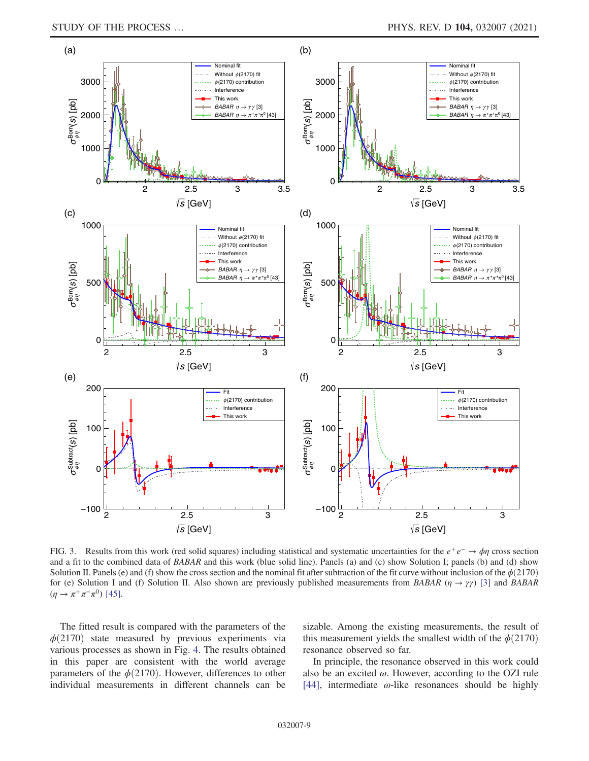FIG. 3. Results from this work (red solid squares) including statistical and systematic uncertainties for the $e^+e^- \to \phi\eta$ cross section and a fit to the combined data of *BABAR* and this work (blue solid line). Panels (a) and (c) show Solution I; panels (b) and (d) show Solution II. Panels (e) and (f) show the cross section and the nominal fit after subtraction of the fit curve without inclusion of the $\phi(2170)$ for (e) Solution I and (f) Solution II. Also shown are previously published measurements from *BABAR* ($\eta \to \gamma\gamma$) [3] and *BABAR* ($\eta \to \pi^+\pi^-\pi^0$) [45].

The fitted result is compared with the parameters of the $\phi(2170)$ state measured by previous experiments via various processes as shown in Fig. 4. The results obtained in this paper are consistent with the world average parameters of the $\phi(2170)$. However, differences to other individual measurements in different channels can be sizable. Among the existing measurements, the result of this measurement yields the smallest width of the $\phi(2170)$ resonance observed so far.

In principle, the resonance observed in this work could also be an excited $\omega$. However, according to the OZI rule [44], intermediate $\omega$-like resonances should be highly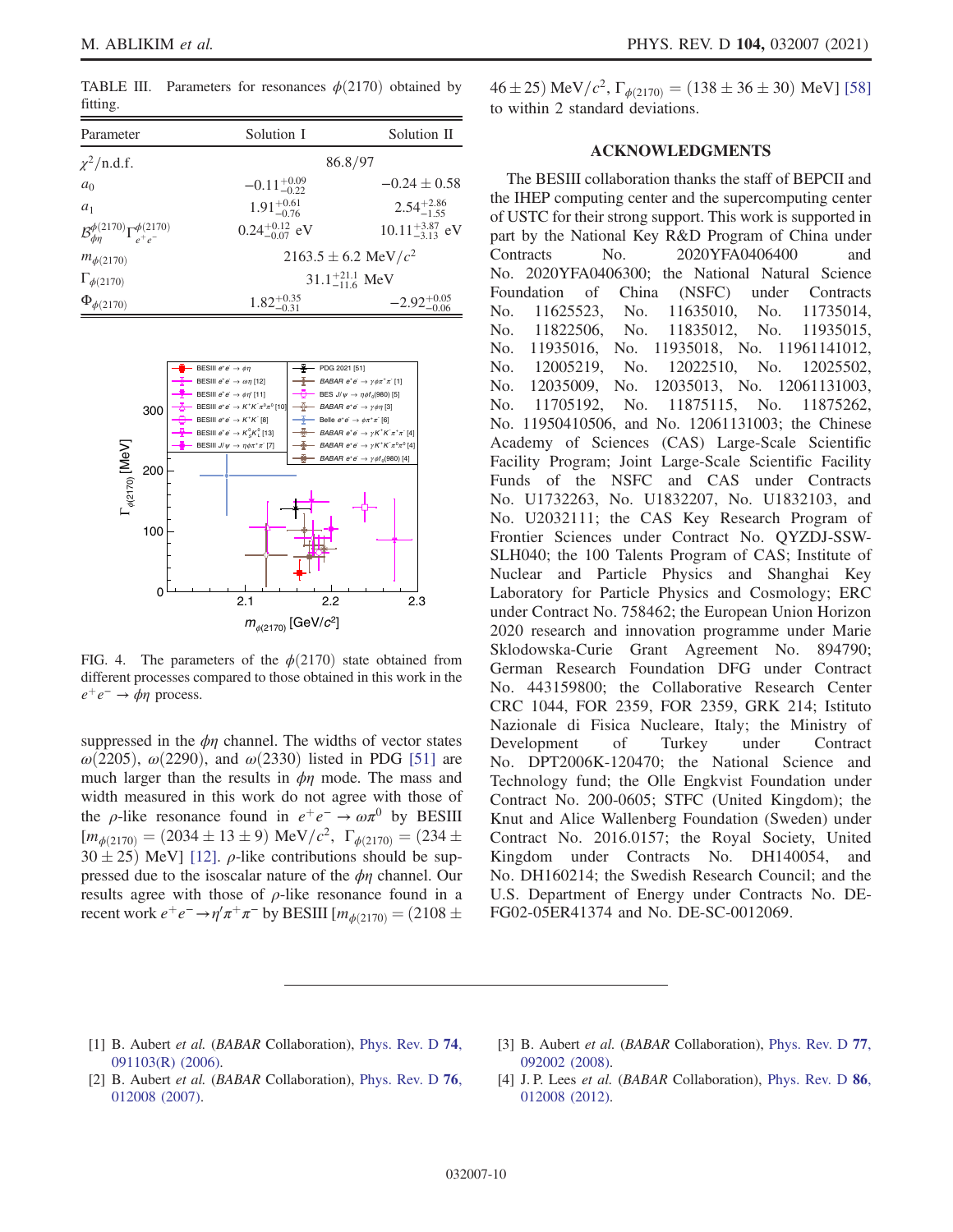TABLE III. Parameters for resonances $\phi(2170)$ obtained by fitting.

| Parameter | Solution I | Solution II |
| --- | --- | --- |
| $\chi^2$/n.d.f. | 86.8/97 | |
| $a_0$ | $-0.11^{+0.09}_{-0.22}$ | $-0.24 \pm 0.58$ |
| $a_1$ | $1.91^{+0.61}_{-0.76}$ | $2.54^{+2.86}_{-1.55}$ |
| $\mathcal{B}^{\phi(2170)}_{\phi\eta}\Gamma^{\phi(2170)}_{e^+e^-}$ | $0.24^{+0.12}_{-0.07}$ eV | $10.11^{+3.87}_{-3.13}$ eV |
| $m_{\phi(2170)}$ | $2163.5 \pm 6.2$ MeV/$c^2$ | |
| $\Gamma_{\phi(2170)}$ | $31.1^{+21.1}_{-11.6}$ MeV | |
| $\Phi_{\phi(2170)}$ | $1.82^{+0.35}_{-0.31}$ | $-2.92^{+0.05}_{-0.06}$ |

FIG. 4. The parameters of the $\phi(2170)$ state obtained from different processes compared to those obtained in this work in the $e^+e^- \to \phi\eta$ process.

suppressed in the $\phi\eta$ channel. The widths of vector states $\omega(2205)$, $\omega(2290)$, and $\omega(2330)$ listed in PDG [51] are much larger than the results in $\phi\eta$ mode. The mass and width measured in this work do not agree with those of the $\rho$-like resonance found in $e^+e^- \to \omega\pi^0$ by BESIII [$m_{\phi(2170)} = (2034 \pm 13 \pm 9)$ MeV/$c^2$, $\Gamma_{\phi(2170)} = (234 \pm 30 \pm 25)$ MeV] [12]. $\rho$-like contributions should be suppressed due to the isoscalar nature of the $\phi\eta$ channel. Our results agree with those of $\rho$-like resonance found in a recent work $e^+e^- \to \eta'\pi^+\pi^-$ by BESIII [$m_{\phi(2170)} = (2108 \pm 46 \pm 25)$ MeV/$c^2$, $\Gamma_{\phi(2170)} = (138 \pm 36 \pm 30)$ MeV] [58] to within 2 standard deviations.

## ACKNOWLEDGMENTS

The BESIII collaboration thanks the staff of BEPCII and the IHEP computing center and the supercomputing center of USTC for their strong support. This work is supported in part by the National Key R&D Program of China under Contracts No. 2020YFA0406400 and No. 2020YFA0406300; the National Natural Science Foundation of China (NSFC) under Contracts No. 11625523, No. 11635010, No. 11735014, No. 11822506, No. 11835012, No. 11935015, No. 11935016, No. 11935018, No. 11961141012, No. 12005219, No. 12022510, No. 12025502, No. 12035009, No. 12035013, No. 12061131003, No. 11705192, No. 11875115, No. 11875262, No. 11950410506, and No. 12061131003; the Chinese Academy of Sciences (CAS) Large-Scale Scientific Facility Program; Joint Large-Scale Scientific Facility Funds of the NSFC and CAS under Contracts No. U1732263, No. U1832207, No. U1832103, and No. U2032111; the CAS Key Research Program of Frontier Sciences under Contract No. QYZDJ-SSW-SLH040; the 100 Talents Program of CAS; Institute of Nuclear and Particle Physics and Shanghai Key Laboratory for Particle Physics and Cosmology; ERC under Contract No. 758462; the European Union Horizon 2020 research and innovation programme under Marie Sklodowska-Curie Grant Agreement No. 894790; German Research Foundation DFG under Contract No. 443159800; the Collaborative Research Center CRC 1044, FOR 2359, FOR 2359, GRK 214; Istituto Nazionale di Fisica Nucleare, Italy; the Ministry of Development of Turkey under Contract No. DPT2006K-120470; the National Science and Technology fund; the Olle Engkvist Foundation under Contract No. 200-0605; STFC (United Kingdom); the Knut and Alice Wallenberg Foundation (Sweden) under Contract No. 2016.0157; the Royal Society, United Kingdom under Contracts No. DH140054, and No. DH160214; the Swedish Research Council; and the U.S. Department of Energy under Contracts No. DE-FG02-05ER41374 and No. DE-SC-0012069.

---

[1] B. Aubert *et al.* (*BABAR* Collaboration), Phys. Rev. D **74**, 091103(R) (2006).

[2] B. Aubert *et al.* (*BABAR* Collaboration), Phys. Rev. D **76**, 012008 (2007).

[3] B. Aubert *et al.* (*BABAR* Collaboration), Phys. Rev. D **77**, 092002 (2008).

[4] J. P. Lees *et al.* (*BABAR* Collaboration), Phys. Rev. D **86**, 012008 (2012).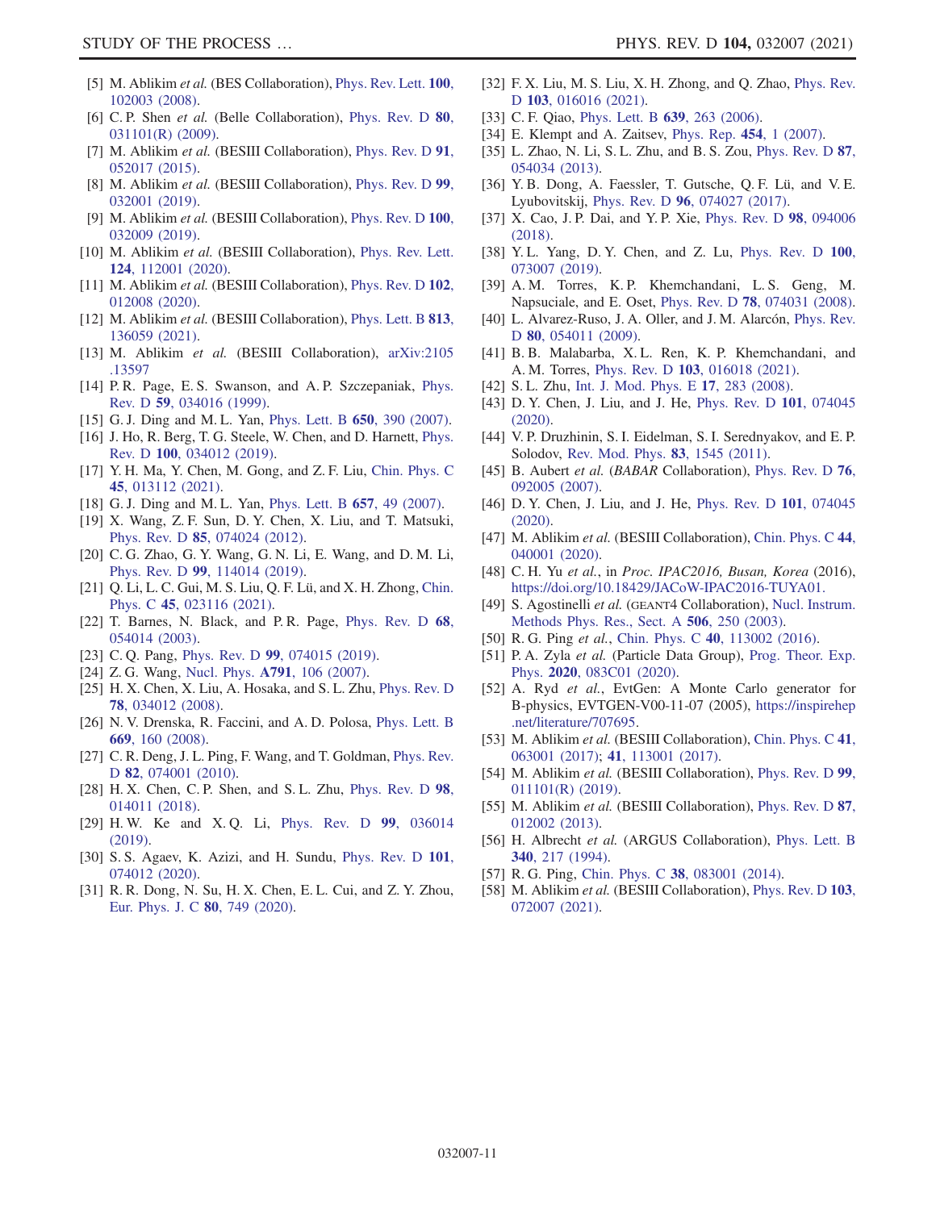[5] M. Ablikim *et al.* (BES Collaboration), Phys. Rev. Lett. **100**, 102003 (2008).
[6] C. P. Shen *et al.* (Belle Collaboration), Phys. Rev. D **80**, 031101(R) (2009).
[7] M. Ablikim *et al.* (BESIII Collaboration), Phys. Rev. D **91**, 052017 (2015).
[8] M. Ablikim *et al.* (BESIII Collaboration), Phys. Rev. D **99**, 032001 (2019).
[9] M. Ablikim *et al.* (BESIII Collaboration), Phys. Rev. D **100**, 032009 (2019).
[10] M. Ablikim *et al.* (BESIII Collaboration), Phys. Rev. Lett. **124**, 112001 (2020).
[11] M. Ablikim *et al.* (BESIII Collaboration), Phys. Rev. D **102**, 012008 (2020).
[12] M. Ablikim *et al.* (BESIII Collaboration), Phys. Lett. B **813**, 136059 (2021).
[13] M. Ablikim *et al.* (BESIII Collaboration), arXiv:2105.13597
[14] P. R. Page, E. S. Swanson, and A. P. Szczepaniak, Phys. Rev. D **59**, 034016 (1999).
[15] G. J. Ding and M. L. Yan, Phys. Lett. B **650**, 390 (2007).
[16] J. Ho, R. Berg, T. G. Steele, W. Chen, and D. Harnett, Phys. Rev. D **100**, 034012 (2019).
[17] Y. H. Ma, Y. Chen, M. Gong, and Z. F. Liu, Chin. Phys. C **45**, 013112 (2021).
[18] G. J. Ding and M. L. Yan, Phys. Lett. B **657**, 49 (2007).
[19] X. Wang, Z. F. Sun, D. Y. Chen, X. Liu, and T. Matsuki, Phys. Rev. D **85**, 074024 (2012).
[20] C. G. Zhao, G. Y. Wang, G. N. Li, E. Wang, and D. M. Li, Phys. Rev. D **99**, 114014 (2019).
[21] Q. Li, L. C. Gui, M. S. Liu, Q. F. Lü, and X. H. Zhong, Chin. Phys. C **45**, 023116 (2021).
[22] T. Barnes, N. Black, and P. R. Page, Phys. Rev. D **68**, 054014 (2003).
[23] C. Q. Pang, Phys. Rev. D **99**, 074015 (2019).
[24] Z. G. Wang, Nucl. Phys. **A791**, 106 (2007).
[25] H. X. Chen, X. Liu, A. Hosaka, and S. L. Zhu, Phys. Rev. D **78**, 034012 (2008).
[26] N. V. Drenska, R. Faccini, and A. D. Polosa, Phys. Lett. B **669**, 160 (2008).
[27] C. R. Deng, J. L. Ping, F. Wang, and T. Goldman, Phys. Rev. D **82**, 074001 (2010).
[28] H. X. Chen, C. P. Shen, and S. L. Zhu, Phys. Rev. D **98**, 014011 (2018).
[29] H. W. Ke and X. Q. Li, Phys. Rev. D **99**, 036014 (2019).
[30] S. S. Agaev, K. Azizi, and H. Sundu, Phys. Rev. D **101**, 074012 (2020).
[31] R. R. Dong, N. Su, H. X. Chen, E. L. Cui, and Z. Y. Zhou, Eur. Phys. J. C **80**, 749 (2020).
[32] F. X. Liu, M. S. Liu, X. H. Zhong, and Q. Zhao, Phys. Rev. D **103**, 016016 (2021).
[33] C. F. Qiao, Phys. Lett. B **639**, 263 (2006).
[34] E. Klempt and A. Zaitsev, Phys. Rep. **454**, 1 (2007).
[35] L. Zhao, N. Li, S. L. Zhu, and B. S. Zou, Phys. Rev. D **87**, 054034 (2013).
[36] Y. B. Dong, A. Faessler, T. Gutsche, Q. F. Lü, and V. E. Lyubovitskij, Phys. Rev. D **96**, 074027 (2017).
[37] X. Cao, J. P. Dai, and Y. P. Xie, Phys. Rev. D **98**, 094006 (2018).
[38] Y. L. Yang, D. Y. Chen, and Z. Lu, Phys. Rev. D **100**, 073007 (2019).
[39] A. M. Torres, K. P. Khemchandani, L. S. Geng, M. Napsuciale, and E. Oset, Phys. Rev. D **78**, 074031 (2008).
[40] L. Alvarez-Ruso, J. A. Oller, and J. M. Alarcón, Phys. Rev. D **80**, 054011 (2009).
[41] B. B. Malabarba, X. L. Ren, K. P. Khemchandani, and A. M. Torres, Phys. Rev. D **103**, 016018 (2021).
[42] S. L. Zhu, Int. J. Mod. Phys. E **17**, 283 (2008).
[43] D. Y. Chen, J. Liu, and J. He, Phys. Rev. D **101**, 074045 (2020).
[44] V. P. Druzhinin, S. I. Eidelman, S. I. Serednyakov, and E. P. Solodov, Rev. Mod. Phys. **83**, 1545 (2011).
[45] B. Aubert *et al.* (*BABAR* Collaboration), Phys. Rev. D **76**, 092005 (2007).
[46] D. Y. Chen, J. Liu, and J. He, Phys. Rev. D **101**, 074045 (2020).
[47] M. Ablikim *et al.* (BESIII Collaboration), Chin. Phys. C **44**, 040001 (2020).
[48] C. H. Yu *et al.*, in *Proc. IPAC2016, Busan, Korea* (2016), https://doi.org/10.18429/JACoW-IPAC2016-TUYA01.
[49] S. Agostinelli *et al.* (GEANT4 Collaboration), Nucl. Instrum. Methods Phys. Res., Sect. A **506**, 250 (2003).
[50] R. G. Ping *et al.*, Chin. Phys. C **40**, 113002 (2016).
[51] P. A. Zyla *et al.* (Particle Data Group), Prog. Theor. Exp. Phys. **2020**, 083C01 (2020).
[52] A. Ryd *et al.*, EvtGen: A Monte Carlo generator for B-physics, EVTGEN-V00-11-07 (2005), https://inspirehep.net/literature/707695.
[53] M. Ablikim *et al.* (BESIII Collaboration), Chin. Phys. C **41**, 063001 (2017); **41**, 113001 (2017).
[54] M. Ablikim *et al.* (BESIII Collaboration), Phys. Rev. D **99**, 011101(R) (2019).
[55] M. Ablikim *et al.* (BESIII Collaboration), Phys. Rev. D **87**, 012002 (2013).
[56] H. Albrecht *et al.* (ARGUS Collaboration), Phys. Lett. B **340**, 217 (1994).
[57] R. G. Ping, Chin. Phys. C **38**, 083001 (2014).
[58] M. Ablikim *et al.* (BESIII Collaboration), Phys. Rev. D **103**, 072007 (2021).